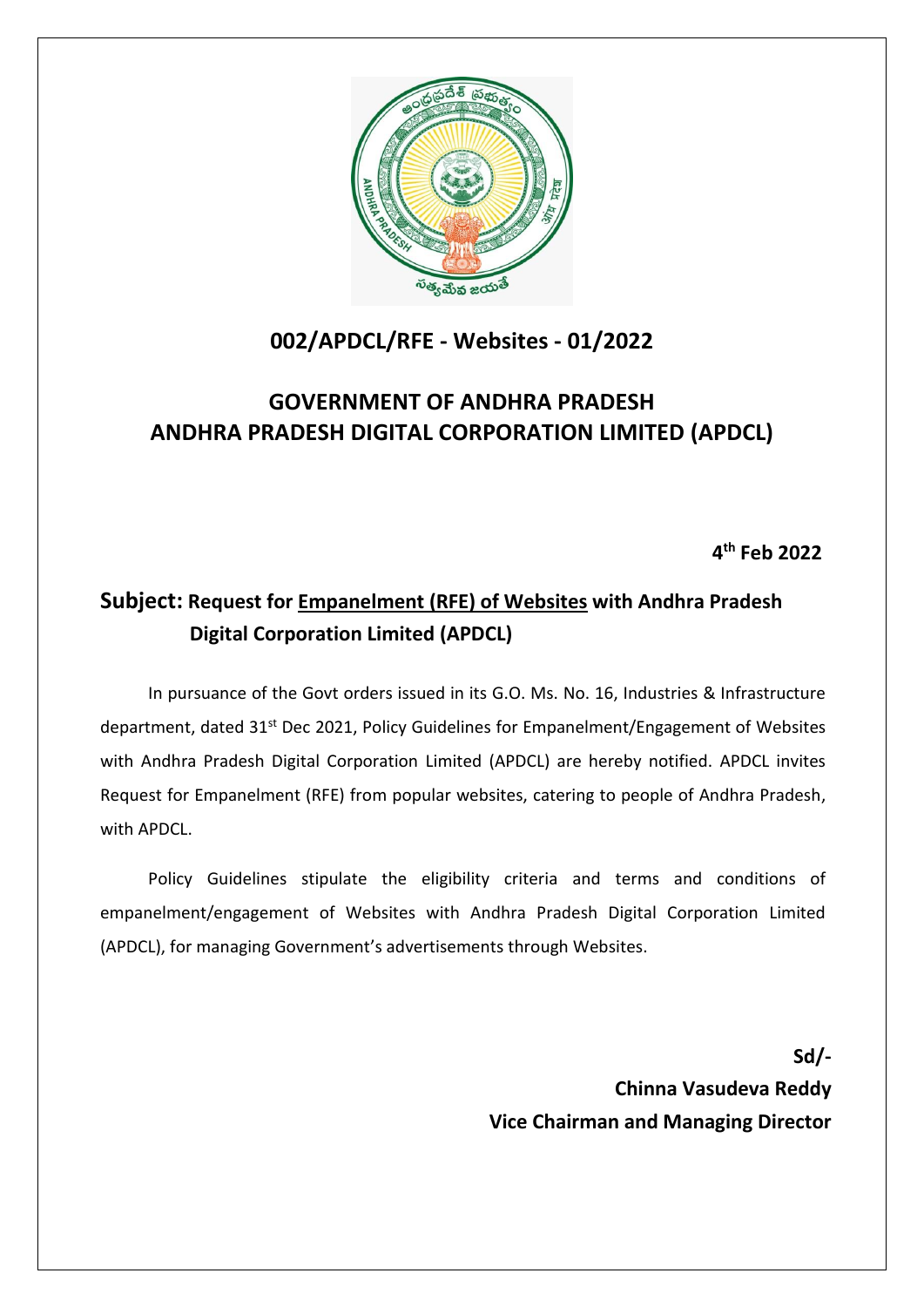## 002/APDCL/RFE - Websites - 01/2022

## GOVERNMENT OF ANDHRA PRADESH
## ANDHRA PRADESH DIGITAL CORPORATION LIMITED (APDCL)

**4th Feb 2022**

**Subject: Request for Empanelment (RFE) of Websites with Andhra Pradesh Digital Corporation Limited (APDCL)**

In pursuance of the Govt orders issued in its G.O. Ms. No. 16, Industries & Infrastructure department, dated 31st Dec 2021, Policy Guidelines for Empanelment/Engagement of Websites with Andhra Pradesh Digital Corporation Limited (APDCL) are hereby notified. APDCL invites Request for Empanelment (RFE) from popular websites, catering to people of Andhra Pradesh, with APDCL.

Policy Guidelines stipulate the eligibility criteria and terms and conditions of empanelment/engagement of Websites with Andhra Pradesh Digital Corporation Limited (APDCL), for managing Government's advertisements through Websites.

**Sd/-**
**Chinna Vasudeva Reddy**
**Vice Chairman and Managing Director**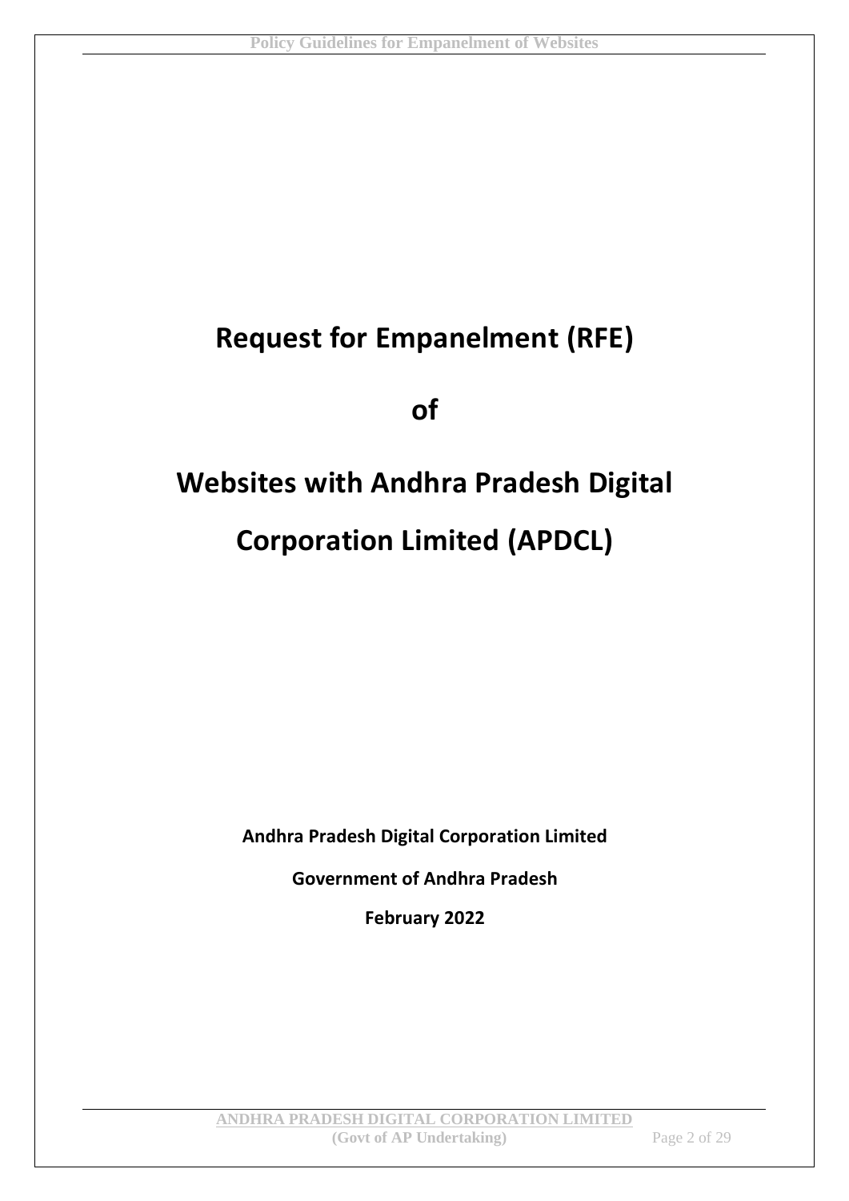# Request for Empanelment (RFE)

# of

# Websites with Andhra Pradesh Digital Corporation Limited (APDCL)

**Andhra Pradesh Digital Corporation Limited**

**Government of Andhra Pradesh**

**February 2022**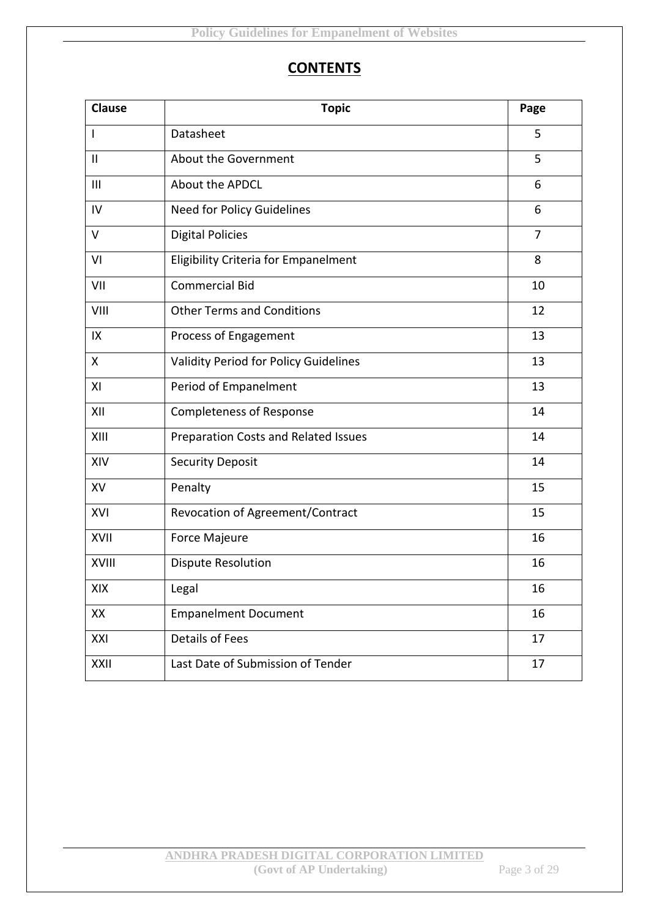# CONTENTS

| Clause | Topic | Page |
|---|---|---|
| I | Datasheet | 5 |
| II | About the Government | 5 |
| III | About the APDCL | 6 |
| IV | Need for Policy Guidelines | 6 |
| V | Digital Policies | 7 |
| VI | Eligibility Criteria for Empanelment | 8 |
| VII | Commercial Bid | 10 |
| VIII | Other Terms and Conditions | 12 |
| IX | Process of Engagement | 13 |
| X | Validity Period for Policy Guidelines | 13 |
| XI | Period of Empanelment | 13 |
| XII | Completeness of Response | 14 |
| XIII | Preparation Costs and Related Issues | 14 |
| XIV | Security Deposit | 14 |
| XV | Penalty | 15 |
| XVI | Revocation of Agreement/Contract | 15 |
| XVII | Force Majeure | 16 |
| XVIII | Dispute Resolution | 16 |
| XIX | Legal | 16 |
| XX | Empanelment Document | 16 |
| XXI | Details of Fees | 17 |
| XXII | Last Date of Submission of Tender | 17 |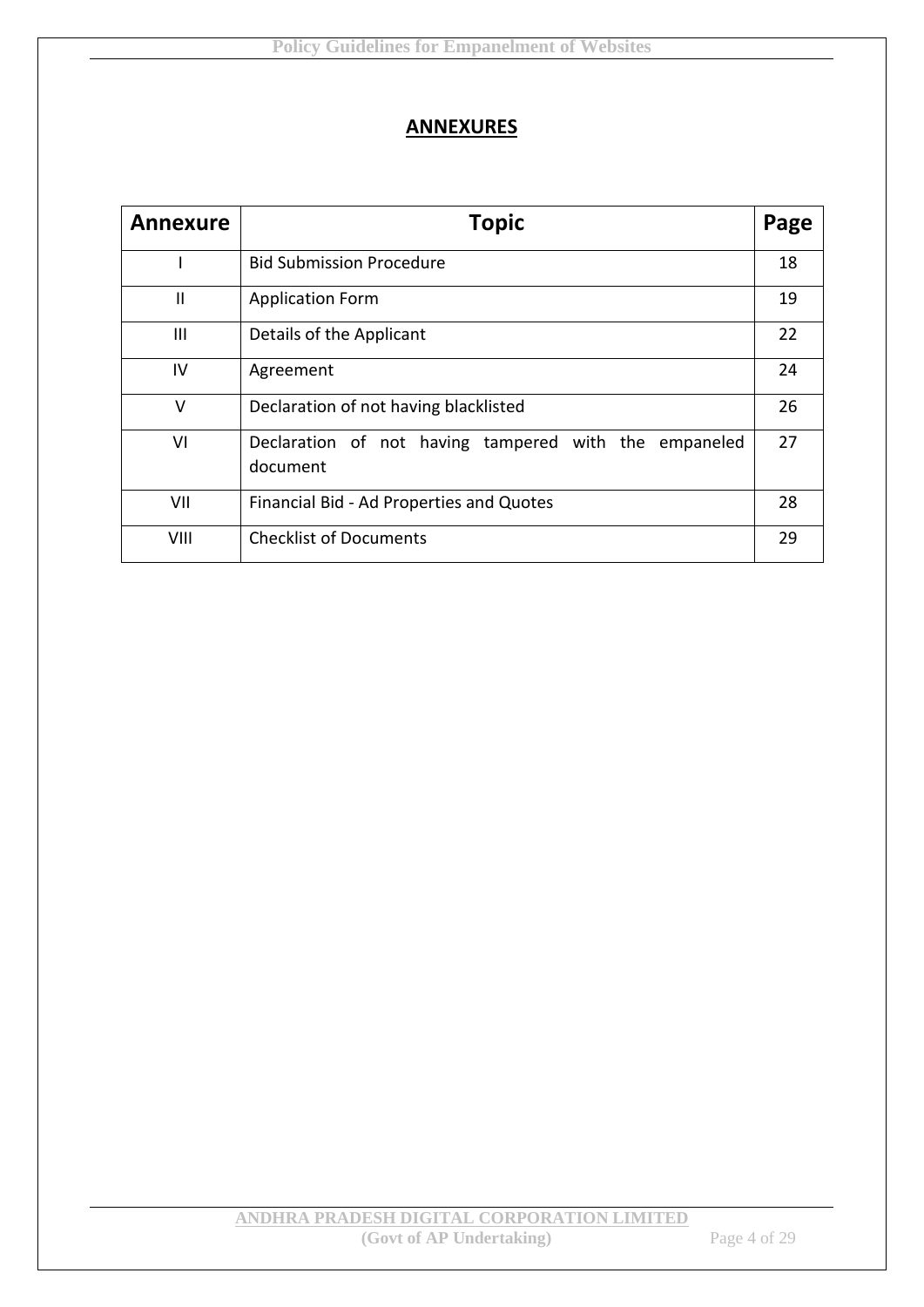## ANNEXURES

| Annexure | Topic | Page |
| --- | --- | --- |
| I | Bid Submission Procedure | 18 |
| II | Application Form | 19 |
| III | Details of the Applicant | 22 |
| IV | Agreement | 24 |
| V | Declaration of not having blacklisted | 26 |
| VI | Declaration of not having tampered with the empaneled document | 27 |
| VII | Financial Bid - Ad Properties and Quotes | 28 |
| VIII | Checklist of Documents | 29 |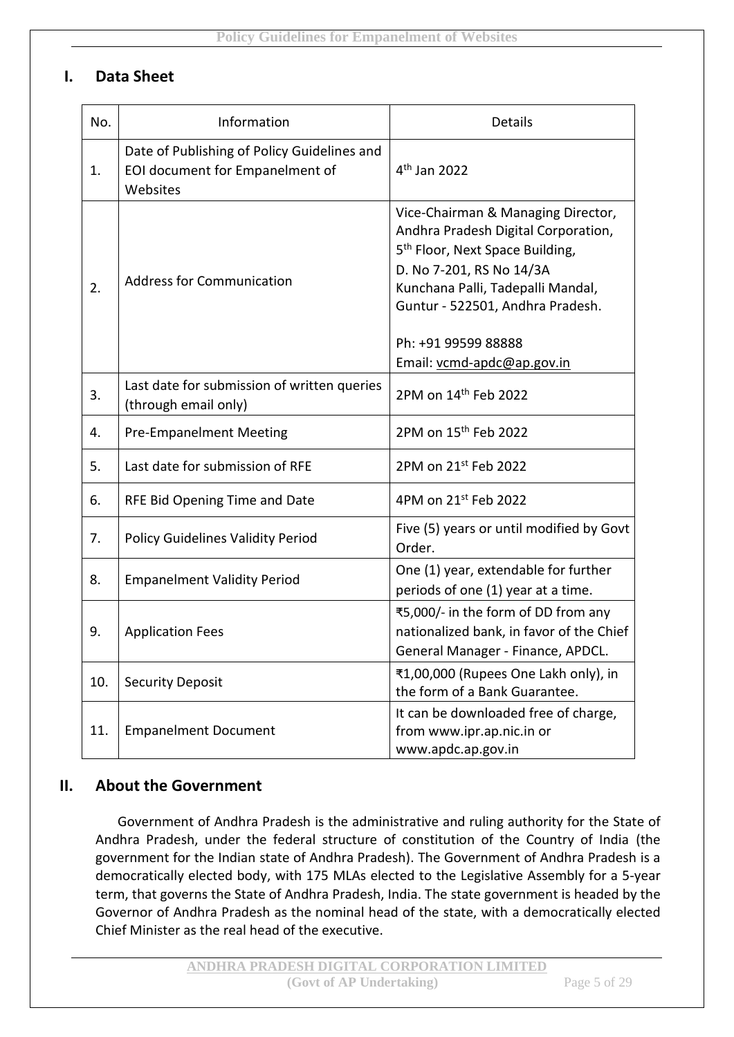## I. Data Sheet

| No. | Information | Details |
|---|---|---|
| 1. | Date of Publishing of Policy Guidelines and EOI document for Empanelment of Websites | 4th Jan 2022 |
| 2. | Address for Communication | Vice-Chairman & Managing Director, Andhra Pradesh Digital Corporation, 5th Floor, Next Space Building, D. No 7-201, RS No 14/3A Kunchana Palli, Tadepalli Mandal, Guntur - 522501, Andhra Pradesh.<br><br>Ph: +91 99599 88888<br>Email: vcmd-apdc@ap.gov.in |
| 3. | Last date for submission of written queries (through email only) | 2PM on 14th Feb 2022 |
| 4. | Pre-Empanelment Meeting | 2PM on 15th Feb 2022 |
| 5. | Last date for submission of RFE | 2PM on 21st Feb 2022 |
| 6. | RFE Bid Opening Time and Date | 4PM on 21st Feb 2022 |
| 7. | Policy Guidelines Validity Period | Five (5) years or until modified by Govt Order. |
| 8. | Empanelment Validity Period | One (1) year, extendable for further periods of one (1) year at a time. |
| 9. | Application Fees | ₹5,000/- in the form of DD from any nationalized bank, in favor of the Chief General Manager - Finance, APDCL. |
| 10. | Security Deposit | ₹1,00,000 (Rupees One Lakh only), in the form of a Bank Guarantee. |
| 11. | Empanelment Document | It can be downloaded free of charge, from www.ipr.ap.nic.in or www.apdc.ap.gov.in |

## II. About the Government

Government of Andhra Pradesh is the administrative and ruling authority for the State of Andhra Pradesh, under the federal structure of constitution of the Country of India (the government for the Indian state of Andhra Pradesh). The Government of Andhra Pradesh is a democratically elected body, with 175 MLAs elected to the Legislative Assembly for a 5-year term, that governs the State of Andhra Pradesh, India. The state government is headed by the Governor of Andhra Pradesh as the nominal head of the state, with a democratically elected Chief Minister as the real head of the executive.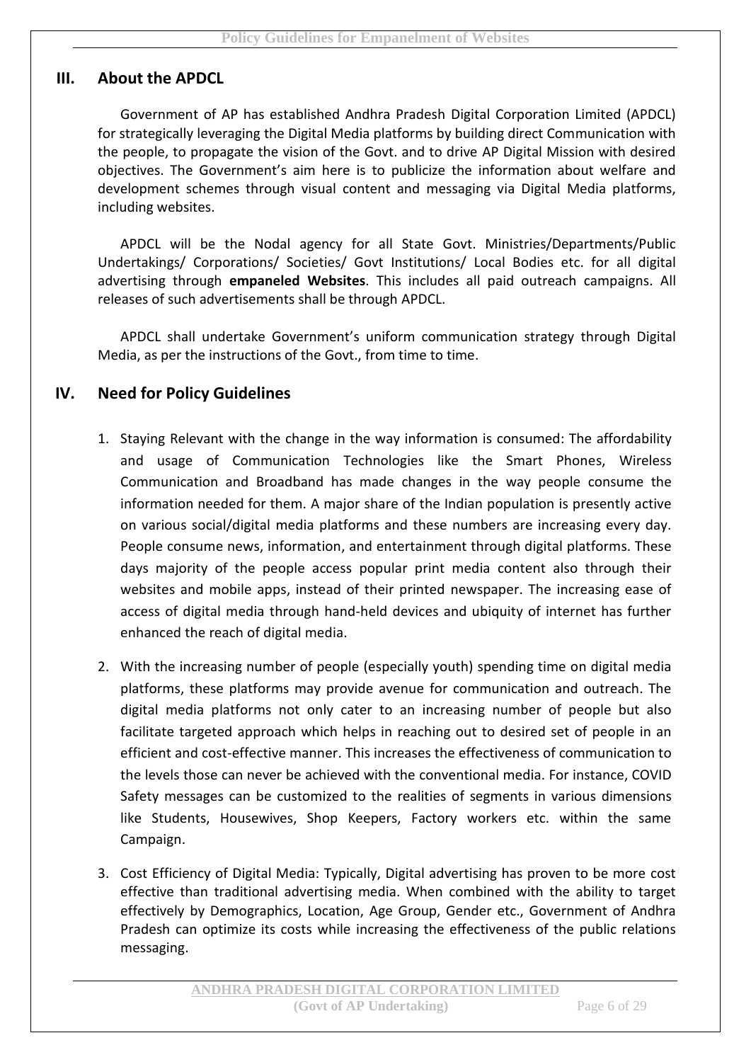## III. About the APDCL

Government of AP has established Andhra Pradesh Digital Corporation Limited (APDCL) for strategically leveraging the Digital Media platforms by building direct Communication with the people, to propagate the vision of the Govt. and to drive AP Digital Mission with desired objectives. The Government's aim here is to publicize the information about welfare and development schemes through visual content and messaging via Digital Media platforms, including websites.

APDCL will be the Nodal agency for all State Govt. Ministries/Departments/Public Undertakings/ Corporations/ Societies/ Govt Institutions/ Local Bodies etc. for all digital advertising through **empaneled Websites**. This includes all paid outreach campaigns. All releases of such advertisements shall be through APDCL.

APDCL shall undertake Government's uniform communication strategy through Digital Media, as per the instructions of the Govt., from time to time.

## IV. Need for Policy Guidelines

1. Staying Relevant with the change in the way information is consumed: The affordability and usage of Communication Technologies like the Smart Phones, Wireless Communication and Broadband has made changes in the way people consume the information needed for them. A major share of the Indian population is presently active on various social/digital media platforms and these numbers are increasing every day. People consume news, information, and entertainment through digital platforms. These days majority of the people access popular print media content also through their websites and mobile apps, instead of their printed newspaper. The increasing ease of access of digital media through hand-held devices and ubiquity of internet has further enhanced the reach of digital media.

2. With the increasing number of people (especially youth) spending time on digital media platforms, these platforms may provide avenue for communication and outreach. The digital media platforms not only cater to an increasing number of people but also facilitate targeted approach which helps in reaching out to desired set of people in an efficient and cost-effective manner. This increases the effectiveness of communication to the levels those can never be achieved with the conventional media. For instance, COVID Safety messages can be customized to the realities of segments in various dimensions like Students, Housewives, Shop Keepers, Factory workers etc. within the same Campaign.

3. Cost Efficiency of Digital Media: Typically, Digital advertising has proven to be more cost effective than traditional advertising media. When combined with the ability to target effectively by Demographics, Location, Age Group, Gender etc., Government of Andhra Pradesh can optimize its costs while increasing the effectiveness of the public relations messaging.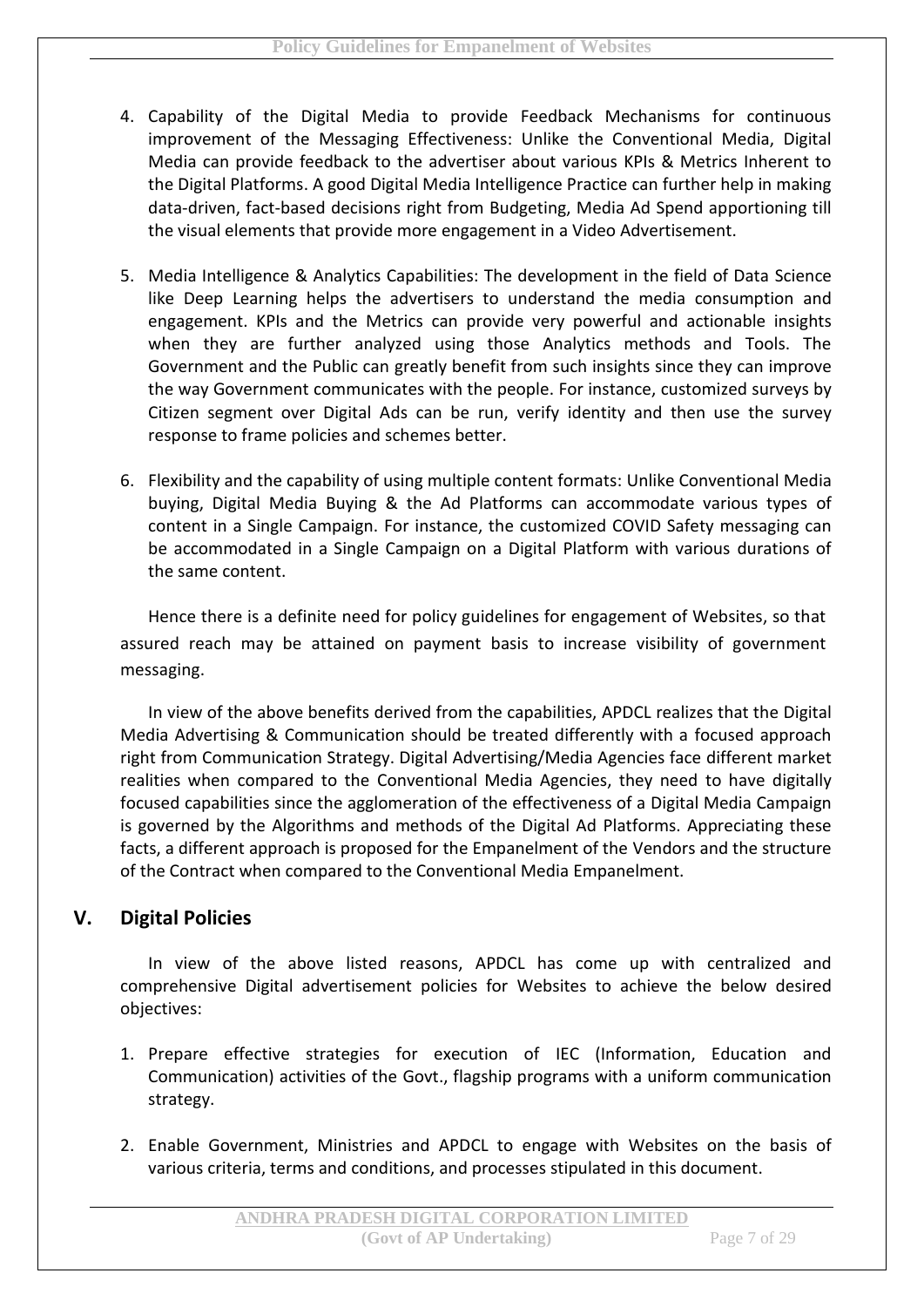4. Capability of the Digital Media to provide Feedback Mechanisms for continuous improvement of the Messaging Effectiveness: Unlike the Conventional Media, Digital Media can provide feedback to the advertiser about various KPIs & Metrics Inherent to the Digital Platforms. A good Digital Media Intelligence Practice can further help in making data-driven, fact-based decisions right from Budgeting, Media Ad Spend apportioning till the visual elements that provide more engagement in a Video Advertisement.

5. Media Intelligence & Analytics Capabilities: The development in the field of Data Science like Deep Learning helps the advertisers to understand the media consumption and engagement. KPIs and the Metrics can provide very powerful and actionable insights when they are further analyzed using those Analytics methods and Tools. The Government and the Public can greatly benefit from such insights since they can improve the way Government communicates with the people. For instance, customized surveys by Citizen segment over Digital Ads can be run, verify identity and then use the survey response to frame policies and schemes better.

6. Flexibility and the capability of using multiple content formats: Unlike Conventional Media buying, Digital Media Buying & the Ad Platforms can accommodate various types of content in a Single Campaign. For instance, the customized COVID Safety messaging can be accommodated in a Single Campaign on a Digital Platform with various durations of the same content.

Hence there is a definite need for policy guidelines for engagement of Websites, so that assured reach may be attained on payment basis to increase visibility of government messaging.

In view of the above benefits derived from the capabilities, APDCL realizes that the Digital Media Advertising & Communication should be treated differently with a focused approach right from Communication Strategy. Digital Advertising/Media Agencies face different market realities when compared to the Conventional Media Agencies, they need to have digitally focused capabilities since the agglomeration of the effectiveness of a Digital Media Campaign is governed by the Algorithms and methods of the Digital Ad Platforms. Appreciating these facts, a different approach is proposed for the Empanelment of the Vendors and the structure of the Contract when compared to the Conventional Media Empanelment.

## V. Digital Policies

In view of the above listed reasons, APDCL has come up with centralized and comprehensive Digital advertisement policies for Websites to achieve the below desired objectives:

1. Prepare effective strategies for execution of IEC (Information, Education and Communication) activities of the Govt., flagship programs with a uniform communication strategy.

2. Enable Government, Ministries and APDCL to engage with Websites on the basis of various criteria, terms and conditions, and processes stipulated in this document.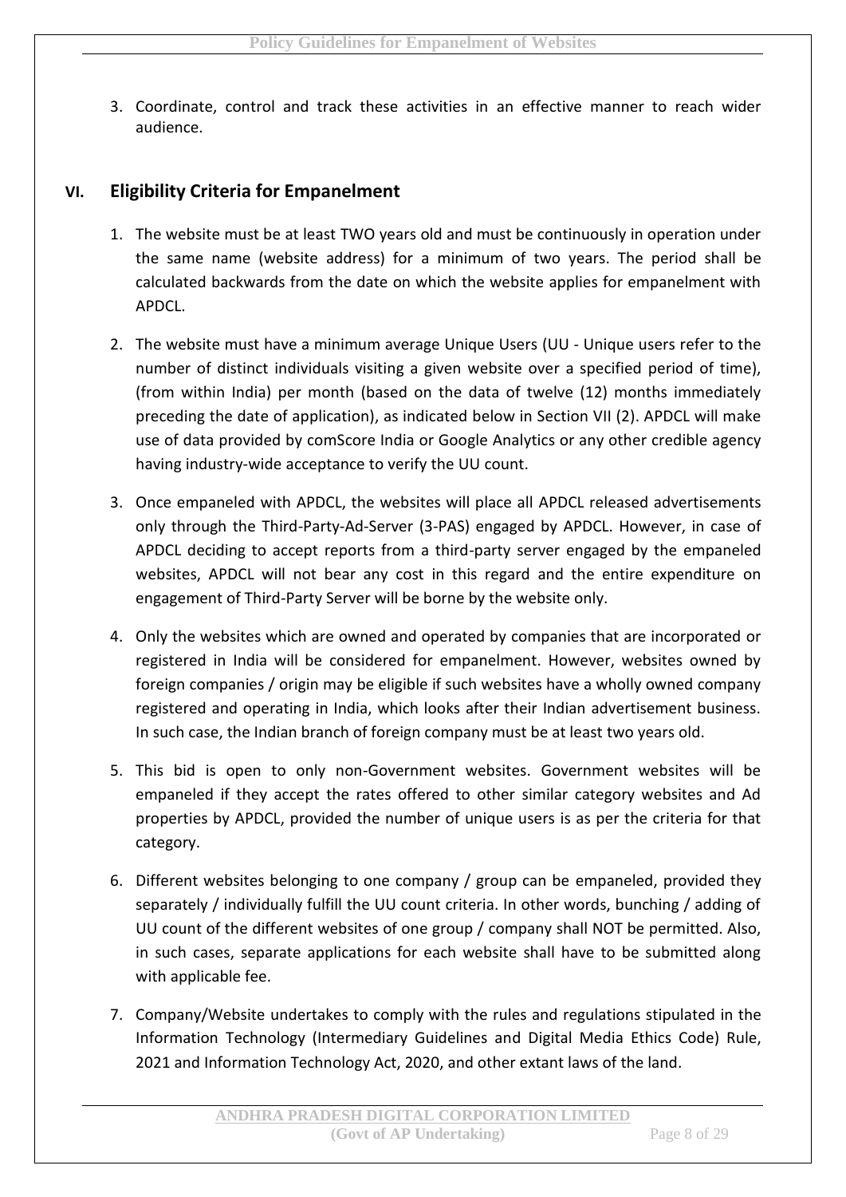3. Coordinate, control and track these activities in an effective manner to reach wider audience.

## VI. Eligibility Criteria for Empanelment

1. The website must be at least TWO years old and must be continuously in operation under the same name (website address) for a minimum of two years. The period shall be calculated backwards from the date on which the website applies for empanelment with APDCL.

2. The website must have a minimum average Unique Users (UU - Unique users refer to the number of distinct individuals visiting a given website over a specified period of time), (from within India) per month (based on the data of twelve (12) months immediately preceding the date of application), as indicated below in Section VII (2). APDCL will make use of data provided by comScore India or Google Analytics or any other credible agency having industry-wide acceptance to verify the UU count.

3. Once empaneled with APDCL, the websites will place all APDCL released advertisements only through the Third-Party-Ad-Server (3-PAS) engaged by APDCL. However, in case of APDCL deciding to accept reports from a third-party server engaged by the empaneled websites, APDCL will not bear any cost in this regard and the entire expenditure on engagement of Third-Party Server will be borne by the website only.

4. Only the websites which are owned and operated by companies that are incorporated or registered in India will be considered for empanelment. However, websites owned by foreign companies / origin may be eligible if such websites have a wholly owned company registered and operating in India, which looks after their Indian advertisement business. In such case, the Indian branch of foreign company must be at least two years old.

5. This bid is open to only non-Government websites. Government websites will be empaneled if they accept the rates offered to other similar category websites and Ad properties by APDCL, provided the number of unique users is as per the criteria for that category.

6. Different websites belonging to one company / group can be empaneled, provided they separately / individually fulfill the UU count criteria. In other words, bunching / adding of UU count of the different websites of one group / company shall NOT be permitted. Also, in such cases, separate applications for each website shall have to be submitted along with applicable fee.

7. Company/Website undertakes to comply with the rules and regulations stipulated in the Information Technology (Intermediary Guidelines and Digital Media Ethics Code) Rule, 2021 and Information Technology Act, 2020, and other extant laws of the land.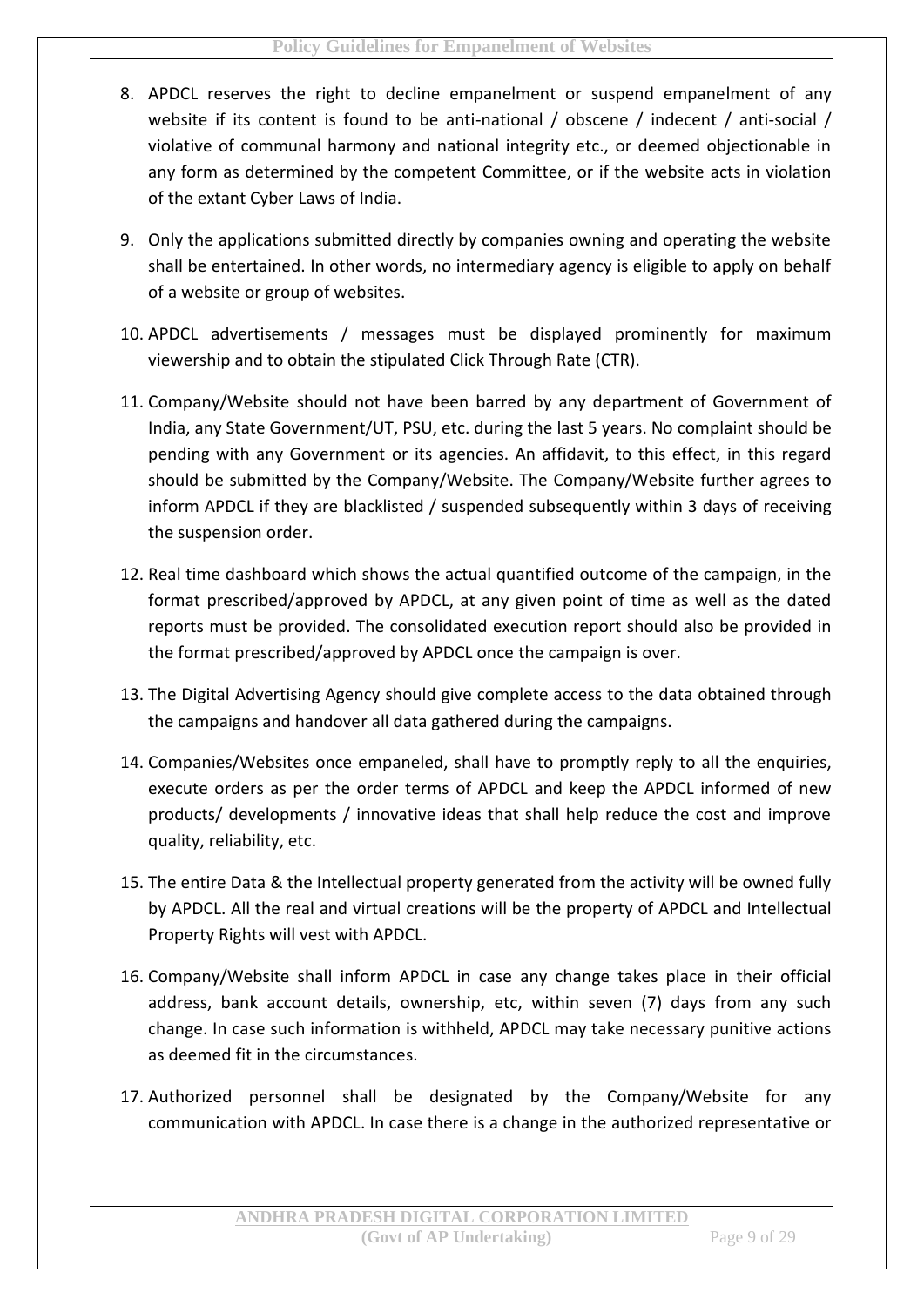8. APDCL reserves the right to decline empanelment or suspend empanelment of any website if its content is found to be anti-national / obscene / indecent / anti-social / violative of communal harmony and national integrity etc., or deemed objectionable in any form as determined by the competent Committee, or if the website acts in violation of the extant Cyber Laws of India.

9. Only the applications submitted directly by companies owning and operating the website shall be entertained. In other words, no intermediary agency is eligible to apply on behalf of a website or group of websites.

10. APDCL advertisements / messages must be displayed prominently for maximum viewership and to obtain the stipulated Click Through Rate (CTR).

11. Company/Website should not have been barred by any department of Government of India, any State Government/UT, PSU, etc. during the last 5 years. No complaint should be pending with any Government or its agencies. An affidavit, to this effect, in this regard should be submitted by the Company/Website. The Company/Website further agrees to inform APDCL if they are blacklisted / suspended subsequently within 3 days of receiving the suspension order.

12. Real time dashboard which shows the actual quantified outcome of the campaign, in the format prescribed/approved by APDCL, at any given point of time as well as the dated reports must be provided. The consolidated execution report should also be provided in the format prescribed/approved by APDCL once the campaign is over.

13. The Digital Advertising Agency should give complete access to the data obtained through the campaigns and handover all data gathered during the campaigns.

14. Companies/Websites once empaneled, shall have to promptly reply to all the enquiries, execute orders as per the order terms of APDCL and keep the APDCL informed of new products/ developments / innovative ideas that shall help reduce the cost and improve quality, reliability, etc.

15. The entire Data & the Intellectual property generated from the activity will be owned fully by APDCL. All the real and virtual creations will be the property of APDCL and Intellectual Property Rights will vest with APDCL.

16. Company/Website shall inform APDCL in case any change takes place in their official address, bank account details, ownership, etc, within seven (7) days from any such change. In case such information is withheld, APDCL may take necessary punitive actions as deemed fit in the circumstances.

17. Authorized personnel shall be designated by the Company/Website for any communication with APDCL. In case there is a change in the authorized representative or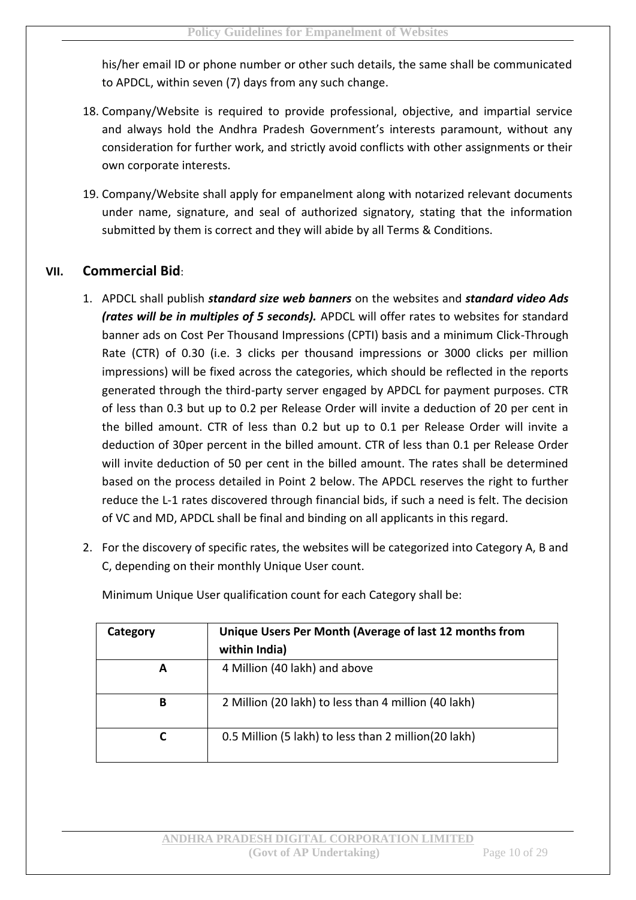his/her email ID or phone number or other such details, the same shall be communicated to APDCL, within seven (7) days from any such change.

18. Company/Website is required to provide professional, objective, and impartial service and always hold the Andhra Pradesh Government's interests paramount, without any consideration for further work, and strictly avoid conflicts with other assignments or their own corporate interests.

19. Company/Website shall apply for empanelment along with notarized relevant documents under name, signature, and seal of authorized signatory, stating that the information submitted by them is correct and they will abide by all Terms & Conditions.

## VII. Commercial Bid:

1. APDCL shall publish ***standard size web banners*** on the websites and ***standard video Ads (rates will be in multiples of 5 seconds).*** APDCL will offer rates to websites for standard banner ads on Cost Per Thousand Impressions (CPTI) basis and a minimum Click-Through Rate (CTR) of 0.30 (i.e. 3 clicks per thousand impressions or 3000 clicks per million impressions) will be fixed across the categories, which should be reflected in the reports generated through the third-party server engaged by APDCL for payment purposes. CTR of less than 0.3 but up to 0.2 per Release Order will invite a deduction of 20 per cent in the billed amount. CTR of less than 0.2 but up to 0.1 per Release Order will invite a deduction of 30per percent in the billed amount. CTR of less than 0.1 per Release Order will invite deduction of 50 per cent in the billed amount. The rates shall be determined based on the process detailed in Point 2 below. The APDCL reserves the right to further reduce the L-1 rates discovered through financial bids, if such a need is felt. The decision of VC and MD, APDCL shall be final and binding on all applicants in this regard.

2. For the discovery of specific rates, the websites will be categorized into Category A, B and C, depending on their monthly Unique User count.

   Minimum Unique User qualification count for each Category shall be:

| Category | Unique Users Per Month (Average of last 12 months from within India) |
|---|---|
| A | 4 Million (40 lakh) and above |
| B | 2 Million (20 lakh) to less than 4 million (40 lakh) |
| C | 0.5 Million (5 lakh) to less than 2 million(20 lakh) |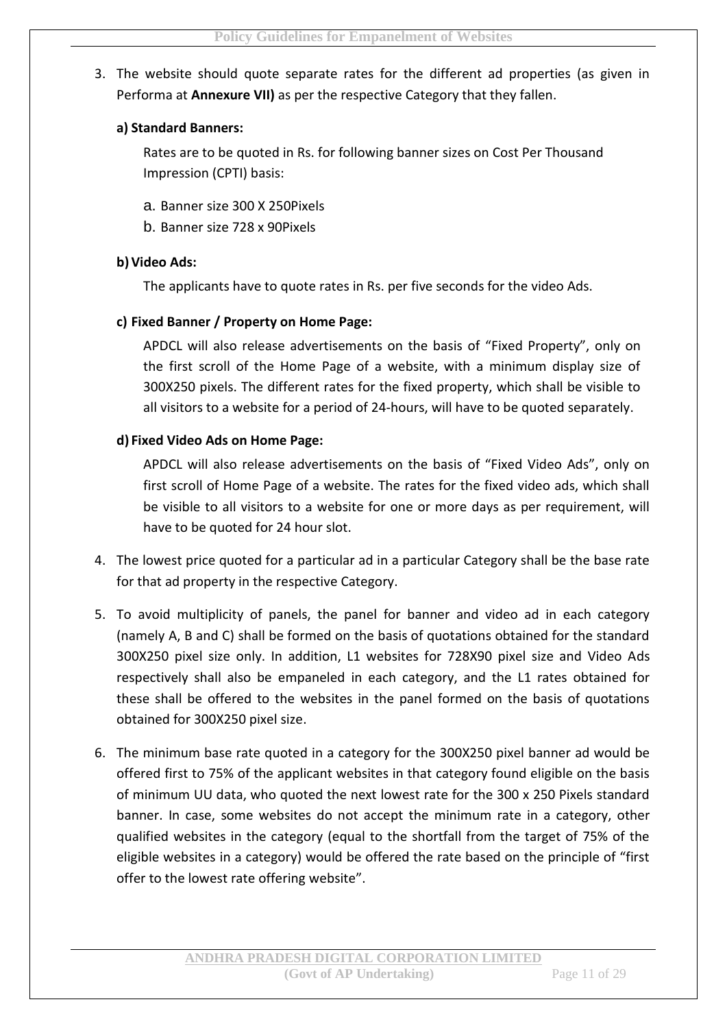3. The website should quote separate rates for the different ad properties (as given in Performa at **Annexure VII)** as per the respective Category that they fallen.

   **a) Standard Banners:**

   Rates are to be quoted in Rs. for following banner sizes on Cost Per Thousand Impression (CPTI) basis:

   a. Banner size 300 X 250Pixels
   b. Banner size 728 x 90Pixels

   **b) Video Ads:**

   The applicants have to quote rates in Rs. per five seconds for the video Ads.

   **c) Fixed Banner / Property on Home Page:**

   APDCL will also release advertisements on the basis of "Fixed Property", only on the first scroll of the Home Page of a website, with a minimum display size of 300X250 pixels. The different rates for the fixed property, which shall be visible to all visitors to a website for a period of 24-hours, will have to be quoted separately.

   **d) Fixed Video Ads on Home Page:**

   APDCL will also release advertisements on the basis of "Fixed Video Ads", only on first scroll of Home Page of a website. The rates for the fixed video ads, which shall be visible to all visitors to a website for one or more days as per requirement, will have to be quoted for 24 hour slot.

4. The lowest price quoted for a particular ad in a particular Category shall be the base rate for that ad property in the respective Category.

5. To avoid multiplicity of panels, the panel for banner and video ad in each category (namely A, B and C) shall be formed on the basis of quotations obtained for the standard 300X250 pixel size only. In addition, L1 websites for 728X90 pixel size and Video Ads respectively shall also be empaneled in each category, and the L1 rates obtained for these shall be offered to the websites in the panel formed on the basis of quotations obtained for 300X250 pixel size.

6. The minimum base rate quoted in a category for the 300X250 pixel banner ad would be offered first to 75% of the applicant websites in that category found eligible on the basis of minimum UU data, who quoted the next lowest rate for the 300 x 250 Pixels standard banner. In case, some websites do not accept the minimum rate in a category, other qualified websites in the category (equal to the shortfall from the target of 75% of the eligible websites in a category) would be offered the rate based on the principle of "first offer to the lowest rate offering website".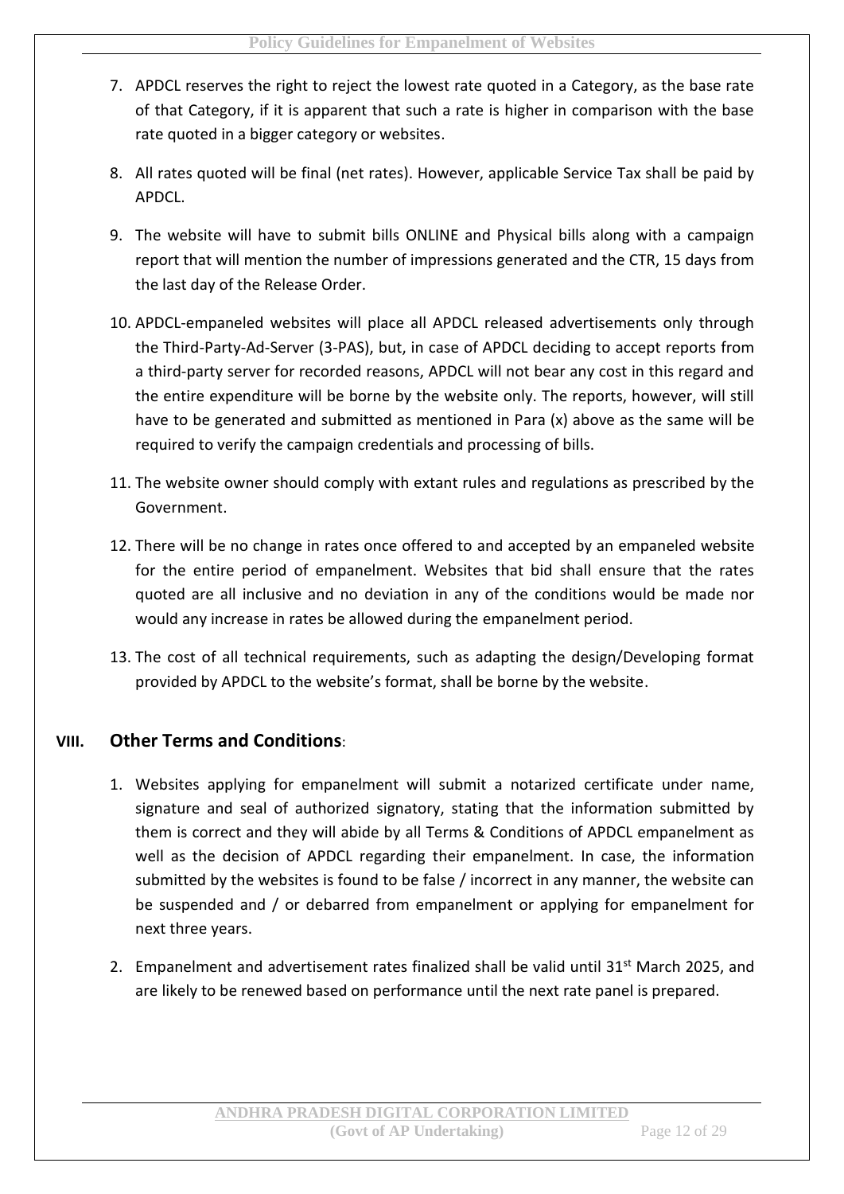7. APDCL reserves the right to reject the lowest rate quoted in a Category, as the base rate of that Category, if it is apparent that such a rate is higher in comparison with the base rate quoted in a bigger category or websites.

8. All rates quoted will be final (net rates). However, applicable Service Tax shall be paid by APDCL.

9. The website will have to submit bills ONLINE and Physical bills along with a campaign report that will mention the number of impressions generated and the CTR, 15 days from the last day of the Release Order.

10. APDCL-empaneled websites will place all APDCL released advertisements only through the Third-Party-Ad-Server (3-PAS), but, in case of APDCL deciding to accept reports from a third-party server for recorded reasons, APDCL will not bear any cost in this regard and the entire expenditure will be borne by the website only. The reports, however, will still have to be generated and submitted as mentioned in Para (x) above as the same will be required to verify the campaign credentials and processing of bills.

11. The website owner should comply with extant rules and regulations as prescribed by the Government.

12. There will be no change in rates once offered to and accepted by an empaneled website for the entire period of empanelment. Websites that bid shall ensure that the rates quoted are all inclusive and no deviation in any of the conditions would be made nor would any increase in rates be allowed during the empanelment period.

13. The cost of all technical requirements, such as adapting the design/Developing format provided by APDCL to the website's format, shall be borne by the website.

## VIII. Other Terms and Conditions:

1. Websites applying for empanelment will submit a notarized certificate under name, signature and seal of authorized signatory, stating that the information submitted by them is correct and they will abide by all Terms & Conditions of APDCL empanelment as well as the decision of APDCL regarding their empanelment. In case, the information submitted by the websites is found to be false / incorrect in any manner, the website can be suspended and / or debarred from empanelment or applying for empanelment for next three years.

2. Empanelment and advertisement rates finalized shall be valid until 31st March 2025, and are likely to be renewed based on performance until the next rate panel is prepared.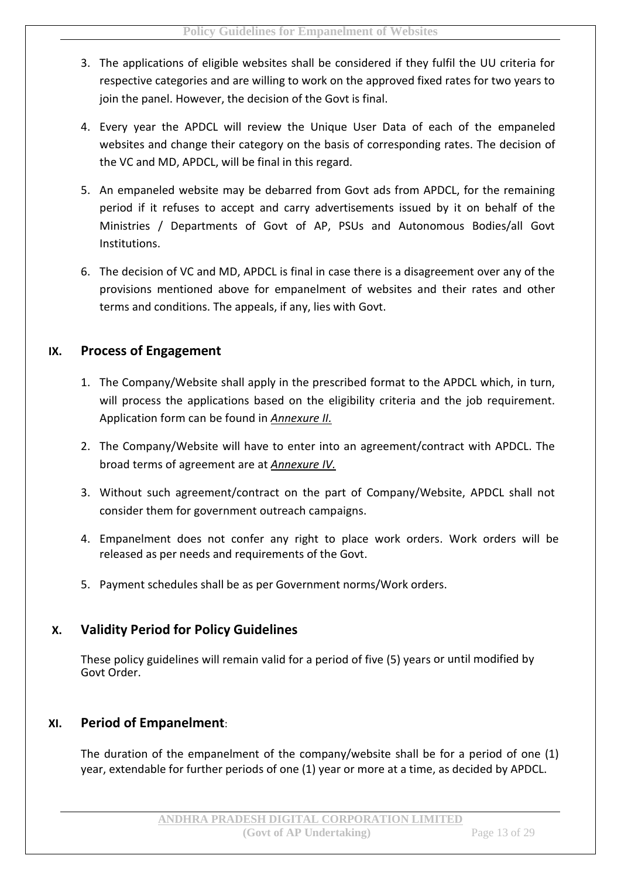3. The applications of eligible websites shall be considered if they fulfil the UU criteria for respective categories and are willing to work on the approved fixed rates for two years to join the panel. However, the decision of the Govt is final.

4. Every year the APDCL will review the Unique User Data of each of the empaneled websites and change their category on the basis of corresponding rates. The decision of the VC and MD, APDCL, will be final in this regard.

5. An empaneled website may be debarred from Govt ads from APDCL, for the remaining period if it refuses to accept and carry advertisements issued by it on behalf of the Ministries / Departments of Govt of AP, PSUs and Autonomous Bodies/all Govt Institutions.

6. The decision of VC and MD, APDCL is final in case there is a disagreement over any of the provisions mentioned above for empanelment of websites and their rates and other terms and conditions. The appeals, if any, lies with Govt.

## IX. Process of Engagement

1. The Company/Website shall apply in the prescribed format to the APDCL which, in turn, will process the applications based on the eligibility criteria and the job requirement. Application form can be found in ***Annexure II.***

2. The Company/Website will have to enter into an agreement/contract with APDCL. The broad terms of agreement are at ***Annexure IV.***

3. Without such agreement/contract on the part of Company/Website, APDCL shall not consider them for government outreach campaigns.

4. Empanelment does not confer any right to place work orders. Work orders will be released as per needs and requirements of the Govt.

5. Payment schedules shall be as per Government norms/Work orders.

## X. Validity Period for Policy Guidelines

These policy guidelines will remain valid for a period of five (5) years or until modified by Govt Order.

## XI. Period of Empanelment:

The duration of the empanelment of the company/website shall be for a period of one (1) year, extendable for further periods of one (1) year or more at a time, as decided by APDCL.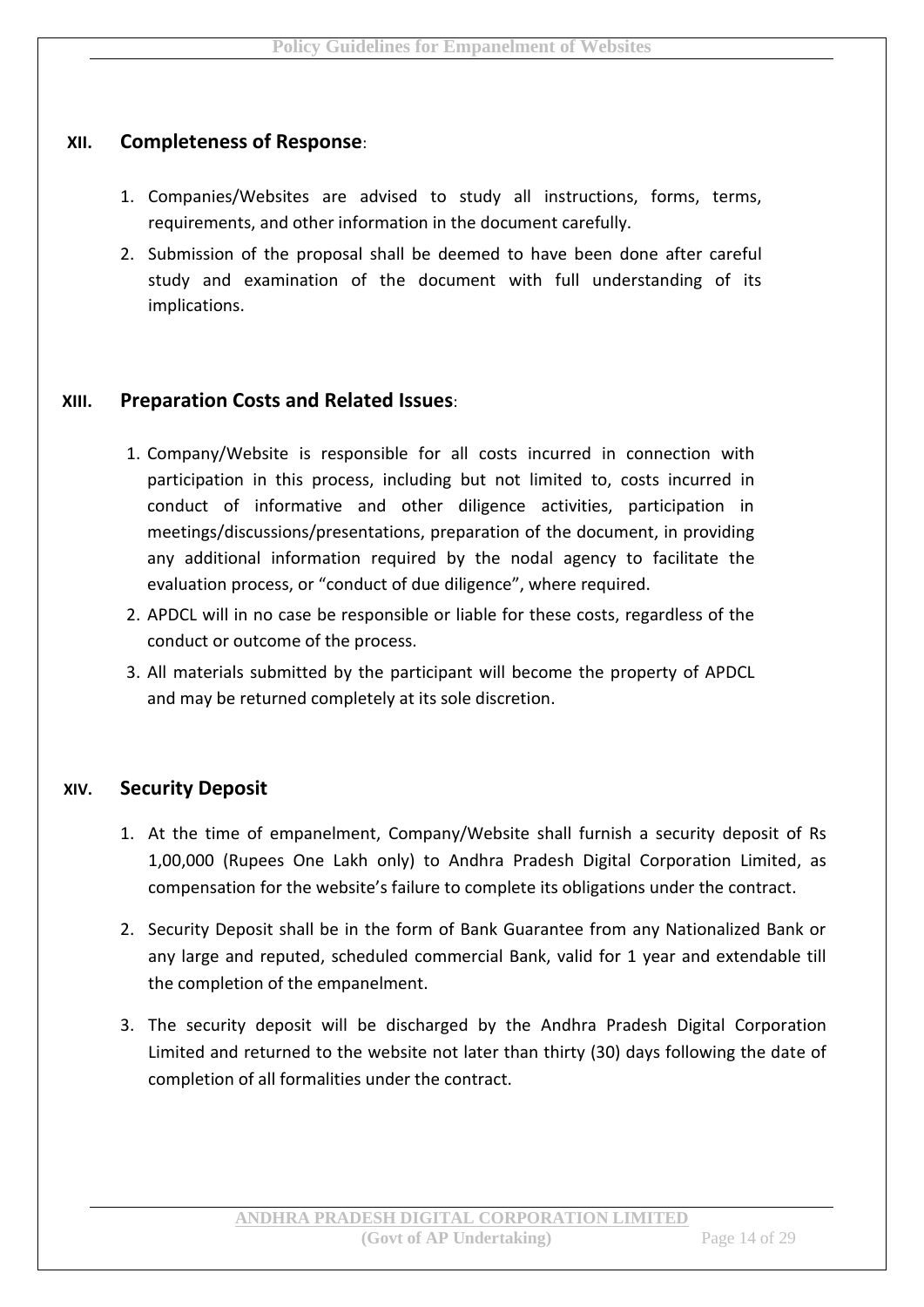## XII. Completeness of Response:

1. Companies/Websites are advised to study all instructions, forms, terms, requirements, and other information in the document carefully.
2. Submission of the proposal shall be deemed to have been done after careful study and examination of the document with full understanding of its implications.

## XIII. Preparation Costs and Related Issues:

1. Company/Website is responsible for all costs incurred in connection with participation in this process, including but not limited to, costs incurred in conduct of informative and other diligence activities, participation in meetings/discussions/presentations, preparation of the document, in providing any additional information required by the nodal agency to facilitate the evaluation process, or "conduct of due diligence", where required.
2. APDCL will in no case be responsible or liable for these costs, regardless of the conduct or outcome of the process.
3. All materials submitted by the participant will become the property of APDCL and may be returned completely at its sole discretion.

## XIV. Security Deposit

1. At the time of empanelment, Company/Website shall furnish a security deposit of Rs 1,00,000 (Rupees One Lakh only) to Andhra Pradesh Digital Corporation Limited, as compensation for the website's failure to complete its obligations under the contract.
2. Security Deposit shall be in the form of Bank Guarantee from any Nationalized Bank or any large and reputed, scheduled commercial Bank, valid for 1 year and extendable till the completion of the empanelment.
3. The security deposit will be discharged by the Andhra Pradesh Digital Corporation Limited and returned to the website not later than thirty (30) days following the date of completion of all formalities under the contract.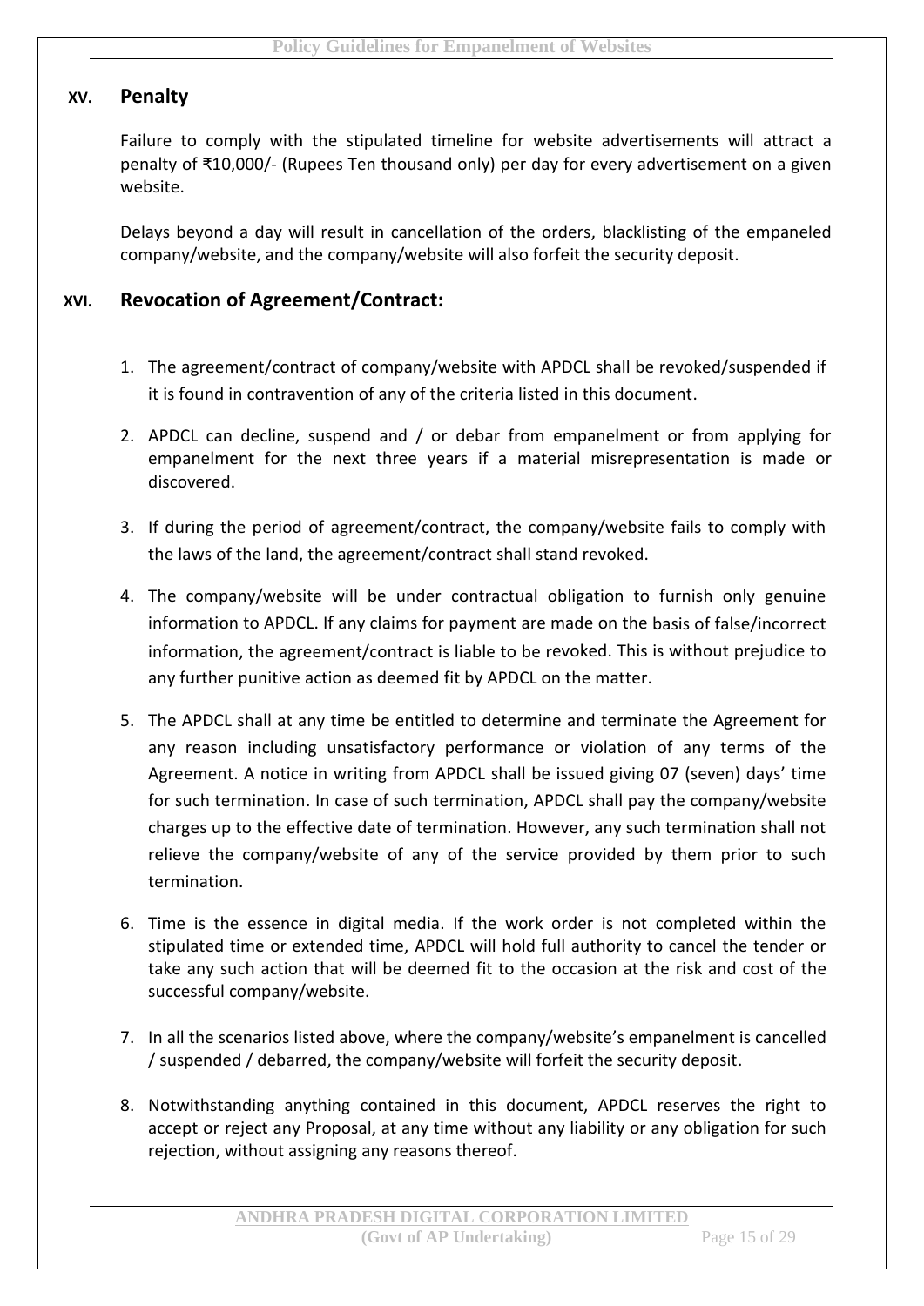## XV. Penalty

Failure to comply with the stipulated timeline for website advertisements will attract a penalty of ₹10,000/- (Rupees Ten thousand only) per day for every advertisement on a given website.

Delays beyond a day will result in cancellation of the orders, blacklisting of the empaneled company/website, and the company/website will also forfeit the security deposit.

## XVI. Revocation of Agreement/Contract:

1. The agreement/contract of company/website with APDCL shall be revoked/suspended if it is found in contravention of any of the criteria listed in this document.
2. APDCL can decline, suspend and / or debar from empanelment or from applying for empanelment for the next three years if a material misrepresentation is made or discovered.
3. If during the period of agreement/contract, the company/website fails to comply with the laws of the land, the agreement/contract shall stand revoked.
4. The company/website will be under contractual obligation to furnish only genuine information to APDCL. If any claims for payment are made on the basis of false/incorrect information, the agreement/contract is liable to be revoked. This is without prejudice to any further punitive action as deemed fit by APDCL on the matter.
5. The APDCL shall at any time be entitled to determine and terminate the Agreement for any reason including unsatisfactory performance or violation of any terms of the Agreement. A notice in writing from APDCL shall be issued giving 07 (seven) days' time for such termination. In case of such termination, APDCL shall pay the company/website charges up to the effective date of termination. However, any such termination shall not relieve the company/website of any of the service provided by them prior to such termination.
6. Time is the essence in digital media. If the work order is not completed within the stipulated time or extended time, APDCL will hold full authority to cancel the tender or take any such action that will be deemed fit to the occasion at the risk and cost of the successful company/website.
7. In all the scenarios listed above, where the company/website's empanelment is cancelled / suspended / debarred, the company/website will forfeit the security deposit.
8. Notwithstanding anything contained in this document, APDCL reserves the right to accept or reject any Proposal, at any time without any liability or any obligation for such rejection, without assigning any reasons thereof.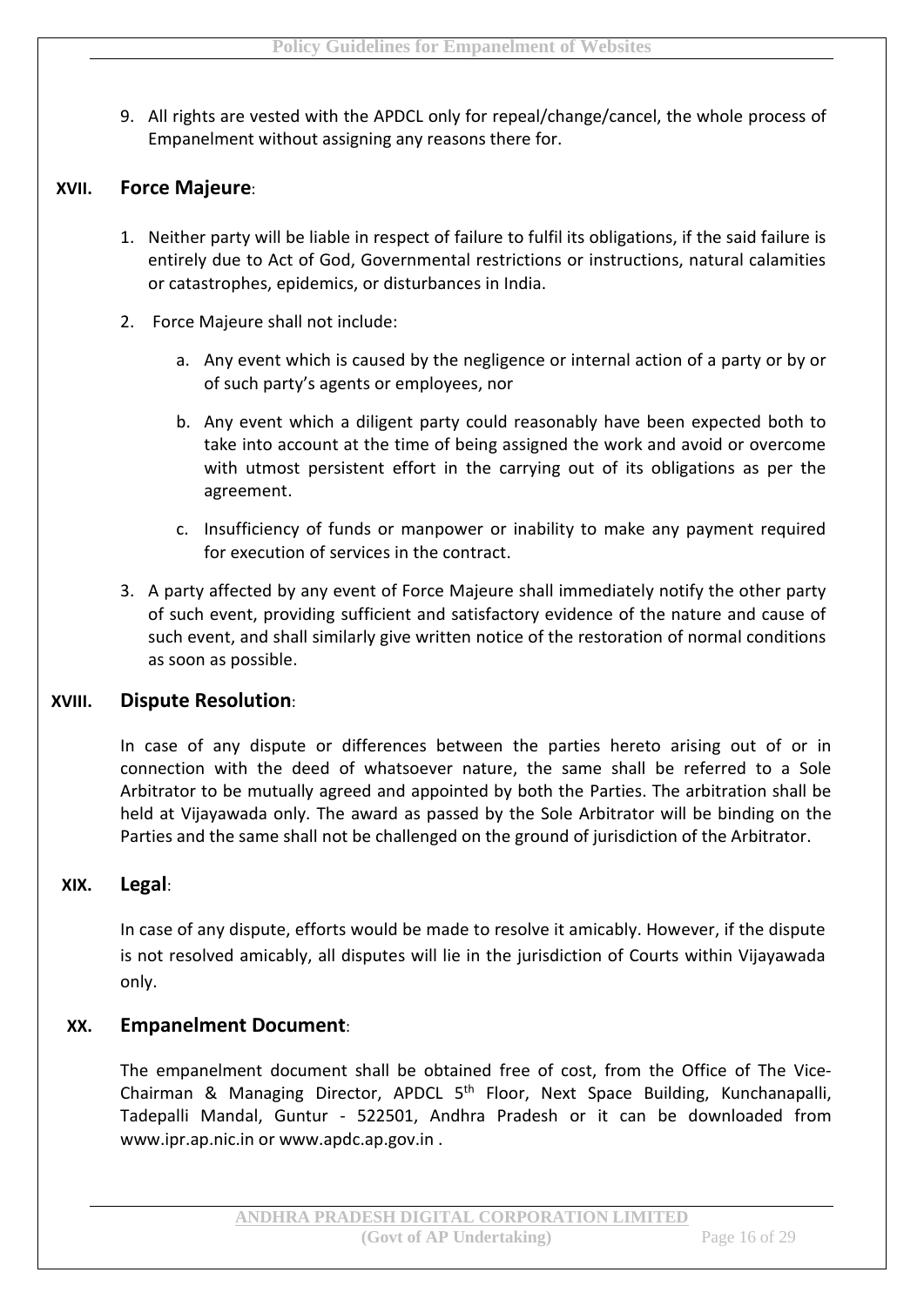9. All rights are vested with the APDCL only for repeal/change/cancel, the whole process of Empanelment without assigning any reasons there for.

## XVII. Force Majeure:

1. Neither party will be liable in respect of failure to fulfil its obligations, if the said failure is entirely due to Act of God, Governmental restrictions or instructions, natural calamities or catastrophes, epidemics, or disturbances in India.
2. Force Majeure shall not include:
   a. Any event which is caused by the negligence or internal action of a party or by or of such party's agents or employees, nor
   b. Any event which a diligent party could reasonably have been expected both to take into account at the time of being assigned the work and avoid or overcome with utmost persistent effort in the carrying out of its obligations as per the agreement.
   c. Insufficiency of funds or manpower or inability to make any payment required for execution of services in the contract.
3. A party affected by any event of Force Majeure shall immediately notify the other party of such event, providing sufficient and satisfactory evidence of the nature and cause of such event, and shall similarly give written notice of the restoration of normal conditions as soon as possible.

## XVIII. Dispute Resolution:

In case of any dispute or differences between the parties hereto arising out of or in connection with the deed of whatsoever nature, the same shall be referred to a Sole Arbitrator to be mutually agreed and appointed by both the Parties. The arbitration shall be held at Vijayawada only. The award as passed by the Sole Arbitrator will be binding on the Parties and the same shall not be challenged on the ground of jurisdiction of the Arbitrator.

## XIX. Legal:

In case of any dispute, efforts would be made to resolve it amicably. However, if the dispute is not resolved amicably, all disputes will lie in the jurisdiction of Courts within Vijayawada only.

## XX. Empanelment Document:

The empanelment document shall be obtained free of cost, from the Office of The Vice-Chairman & Managing Director, APDCL 5th Floor, Next Space Building, Kunchanapalli, Tadepalli Mandal, Guntur - 522501, Andhra Pradesh or it can be downloaded from www.ipr.ap.nic.in or www.apdc.ap.gov.in .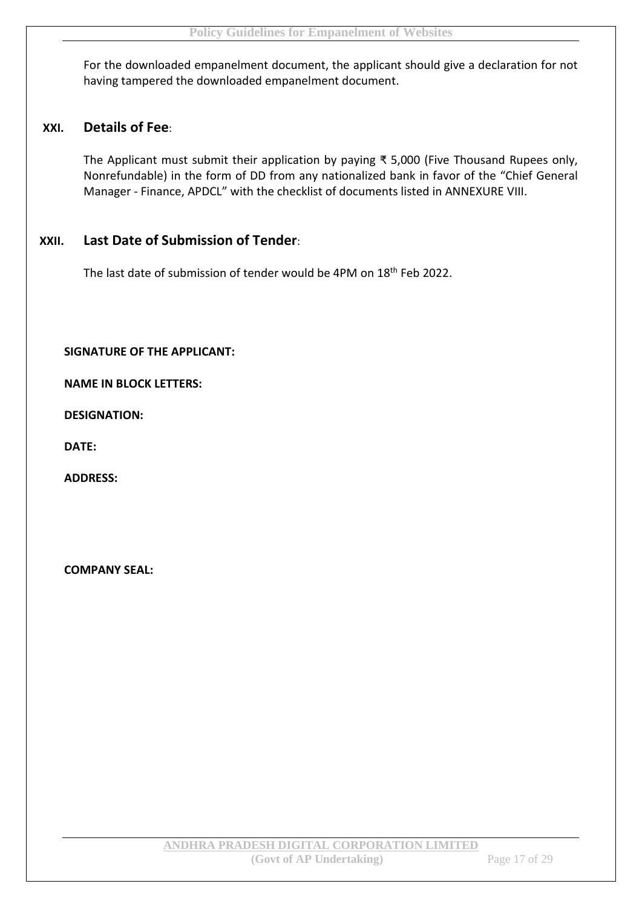For the downloaded empanelment document, the applicant should give a declaration for not having tampered the downloaded empanelment document.

## XXI. Details of Fee:

The Applicant must submit their application by paying ₹ 5,000 (Five Thousand Rupees only, Nonrefundable) in the form of DD from any nationalized bank in favor of the "Chief General Manager - Finance, APDCL" with the checklist of documents listed in ANNEXURE VIII.

## XXII. Last Date of Submission of Tender:

The last date of submission of tender would be 4PM on 18th Feb 2022.

**SIGNATURE OF THE APPLICANT:**

**NAME IN BLOCK LETTERS:**

**DESIGNATION:**

**DATE:**

**ADDRESS:**

**COMPANY SEAL:**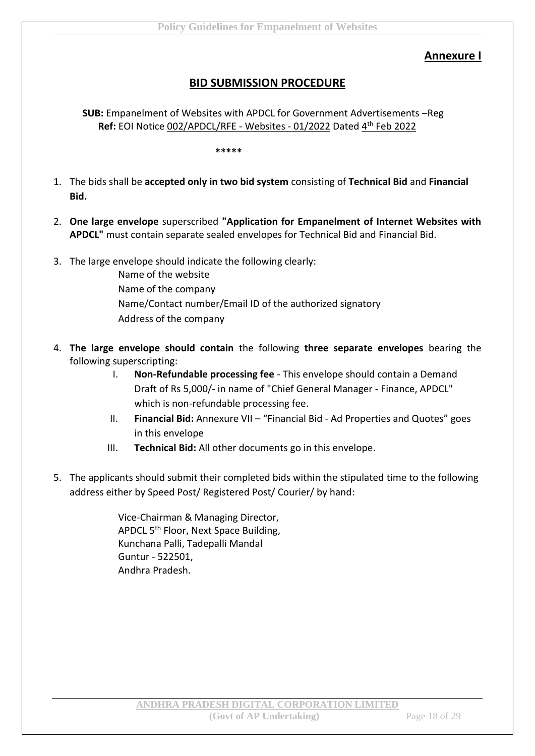**Annexure I**

## BID SUBMISSION PROCEDURE

**SUB:** Empanelment of Websites with APDCL for Government Advertisements –Reg
**Ref:** EOI Notice 002/APDCL/RFE - Websites - 01/2022 Dated 4th Feb 2022

\*\*\*\*\*

1. The bids shall be **accepted only in two bid system** consisting of **Technical Bid** and **Financial Bid.**

2. **One large envelope** superscribed **"Application for Empanelment of Internet Websites with APDCL"** must contain separate sealed envelopes for Technical Bid and Financial Bid.

3. The large envelope should indicate the following clearly:

   Name of the website
   Name of the company
   Name/Contact number/Email ID of the authorized signatory
   Address of the company

4. **The large envelope should contain** the following **three separate envelopes** bearing the following superscripting:

   I. **Non-Refundable processing fee** - This envelope should contain a Demand Draft of Rs 5,000/- in name of "Chief General Manager - Finance, APDCL" which is non-refundable processing fee.

   II. **Financial Bid:** Annexure VII – "Financial Bid - Ad Properties and Quotes" goes in this envelope

   III. **Technical Bid:** All other documents go in this envelope.

5. The applicants should submit their completed bids within the stipulated time to the following address either by Speed Post/ Registered Post/ Courier/ by hand:

   Vice-Chairman & Managing Director,
   APDCL 5th Floor, Next Space Building,
   Kunchana Palli, Tadepalli Mandal
   Guntur - 522501,
   Andhra Pradesh.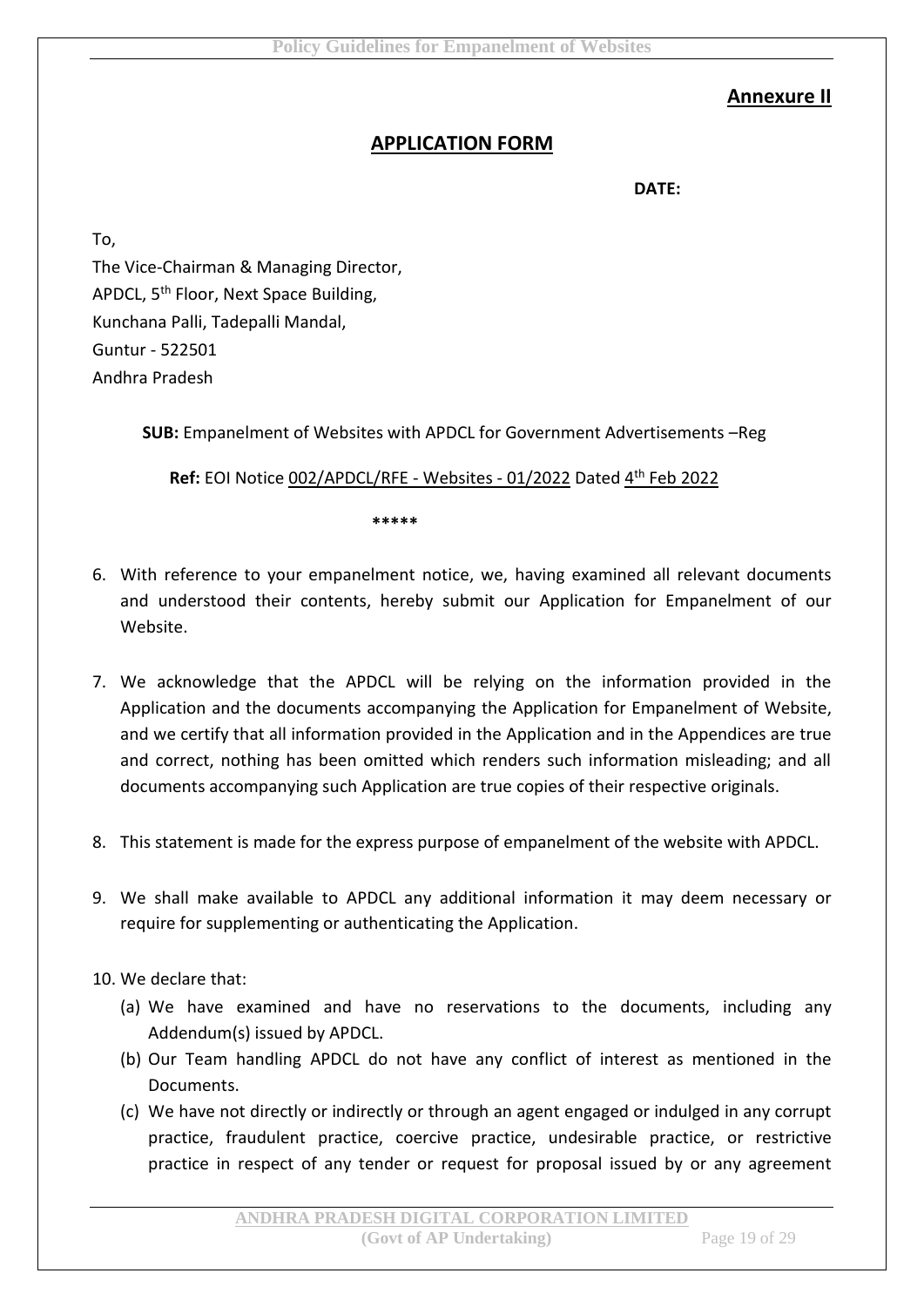**Annexure II**

## APPLICATION FORM

**DATE:**

To,
The Vice-Chairman & Managing Director,
APDCL, 5th Floor, Next Space Building,
Kunchana Palli, Tadepalli Mandal,
Guntur - 522501
Andhra Pradesh

**SUB:** Empanelment of Websites with APDCL for Government Advertisements –Reg

**Ref:** EOI Notice 002/APDCL/RFE - Websites - 01/2022 Dated 4th Feb 2022

\*\*\*\*\*

6. With reference to your empanelment notice, we, having examined all relevant documents and understood their contents, hereby submit our Application for Empanelment of our Website.

7. We acknowledge that the APDCL will be relying on the information provided in the Application and the documents accompanying the Application for Empanelment of Website, and we certify that all information provided in the Application and in the Appendices are true and correct, nothing has been omitted which renders such information misleading; and all documents accompanying such Application are true copies of their respective originals.

8. This statement is made for the express purpose of empanelment of the website with APDCL.

9. We shall make available to APDCL any additional information it may deem necessary or require for supplementing or authenticating the Application.

10. We declare that:
    (a) We have examined and have no reservations to the documents, including any Addendum(s) issued by APDCL.
    (b) Our Team handling APDCL do not have any conflict of interest as mentioned in the Documents.
    (c) We have not directly or indirectly or through an agent engaged or indulged in any corrupt practice, fraudulent practice, coercive practice, undesirable practice, or restrictive practice in respect of any tender or request for proposal issued by or any agreement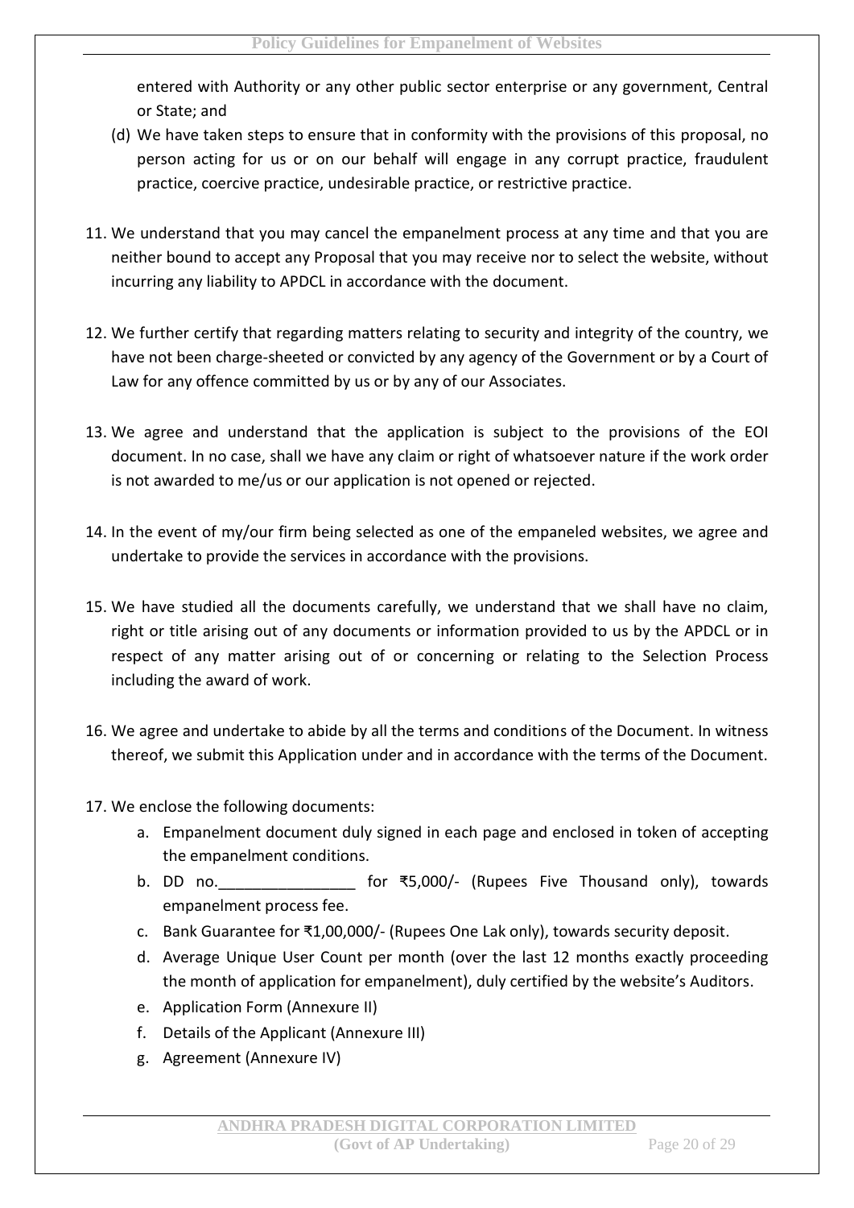entered with Authority or any other public sector enterprise or any government, Central or State; and

(d) We have taken steps to ensure that in conformity with the provisions of this proposal, no person acting for us or on our behalf will engage in any corrupt practice, fraudulent practice, coercive practice, undesirable practice, or restrictive practice.

11. We understand that you may cancel the empanelment process at any time and that you are neither bound to accept any Proposal that you may receive nor to select the website, without incurring any liability to APDCL in accordance with the document.

12. We further certify that regarding matters relating to security and integrity of the country, we have not been charge-sheeted or convicted by any agency of the Government or by a Court of Law for any offence committed by us or by any of our Associates.

13. We agree and understand that the application is subject to the provisions of the EOI document. In no case, shall we have any claim or right of whatsoever nature if the work order is not awarded to me/us or our application is not opened or rejected.

14. In the event of my/our firm being selected as one of the empaneled websites, we agree and undertake to provide the services in accordance with the provisions.

15. We have studied all the documents carefully, we understand that we shall have no claim, right or title arising out of any documents or information provided to us by the APDCL or in respect of any matter arising out of or concerning or relating to the Selection Process including the award of work.

16. We agree and undertake to abide by all the terms and conditions of the Document. In witness thereof, we submit this Application under and in accordance with the terms of the Document.

17. We enclose the following documents:
    a. Empanelment document duly signed in each page and enclosed in token of accepting the empanelment conditions.
    b. DD no.________________ for ₹5,000/- (Rupees Five Thousand only), towards empanelment process fee.
    c. Bank Guarantee for ₹1,00,000/- (Rupees One Lak only), towards security deposit.
    d. Average Unique User Count per month (over the last 12 months exactly proceeding the month of application for empanelment), duly certified by the website's Auditors.
    e. Application Form (Annexure II)
    f. Details of the Applicant (Annexure III)
    g. Agreement (Annexure IV)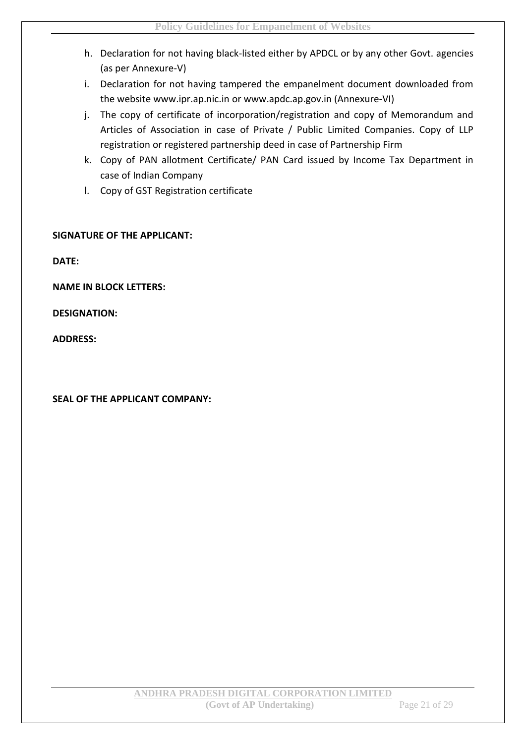h. Declaration for not having black-listed either by APDCL or by any other Govt. agencies (as per Annexure-V)
i. Declaration for not having tampered the empanelment document downloaded from the website www.ipr.ap.nic.in or www.apdc.ap.gov.in (Annexure-VI)
j. The copy of certificate of incorporation/registration and copy of Memorandum and Articles of Association in case of Private / Public Limited Companies. Copy of LLP registration or registered partnership deed in case of Partnership Firm
k. Copy of PAN allotment Certificate/ PAN Card issued by Income Tax Department in case of Indian Company
l. Copy of GST Registration certificate

**SIGNATURE OF THE APPLICANT:**

**DATE:**

**NAME IN BLOCK LETTERS:**

**DESIGNATION:**

**ADDRESS:**

**SEAL OF THE APPLICANT COMPANY:**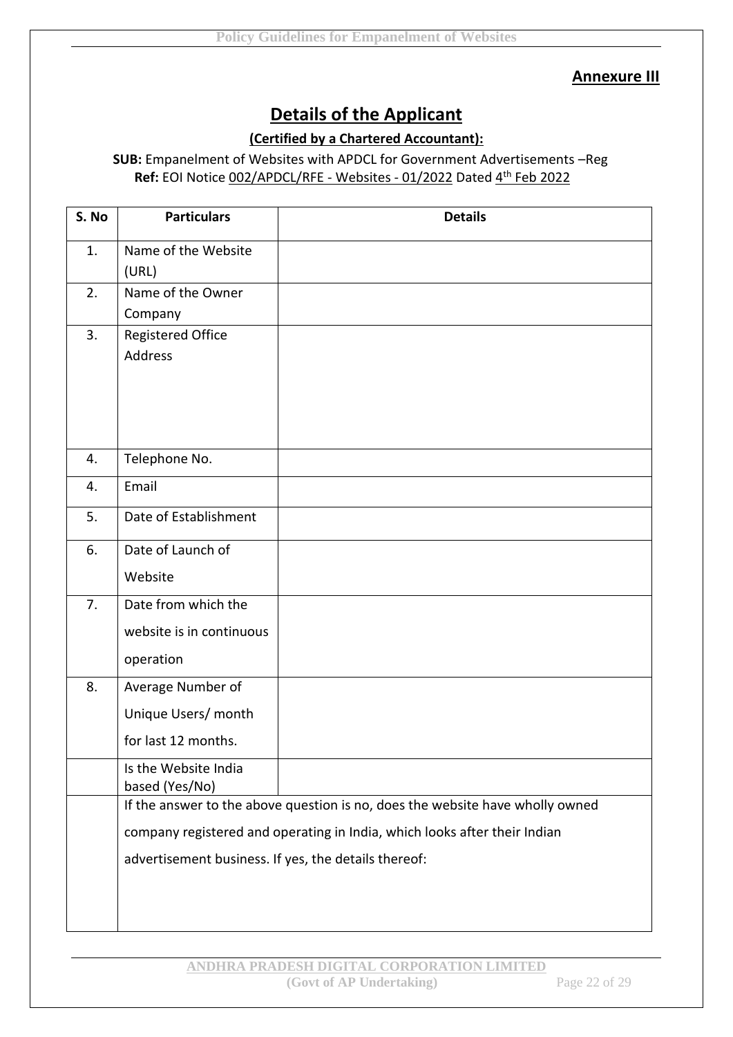**Annexure III**

# Details of the Applicant

**(Certified by a Chartered Accountant):**

**SUB:** Empanelment of Websites with APDCL for Government Advertisements –Reg
**Ref:** EOI Notice 002/APDCL/RFE - Websites - 01/2022 Dated 4th Feb 2022

| S. No | Particulars | Details |
|---|---|---|
| 1. | Name of the Website (URL) | |
| 2. | Name of the Owner Company | |
| 3. | Registered Office Address | |
| 4. | Telephone No. | |
| 4. | Email | |
| 5. | Date of Establishment | |
| 6. | Date of Launch of Website | |
| 7. | Date from which the website is in continuous operation | |
| 8. | Average Number of Unique Users/ month for last 12 months. | |
| | Is the Website India based (Yes/No) | |
| | If the answer to the above question is no, does the website have wholly owned company registered and operating in India, which looks after their Indian advertisement business. If yes, the details thereof: | |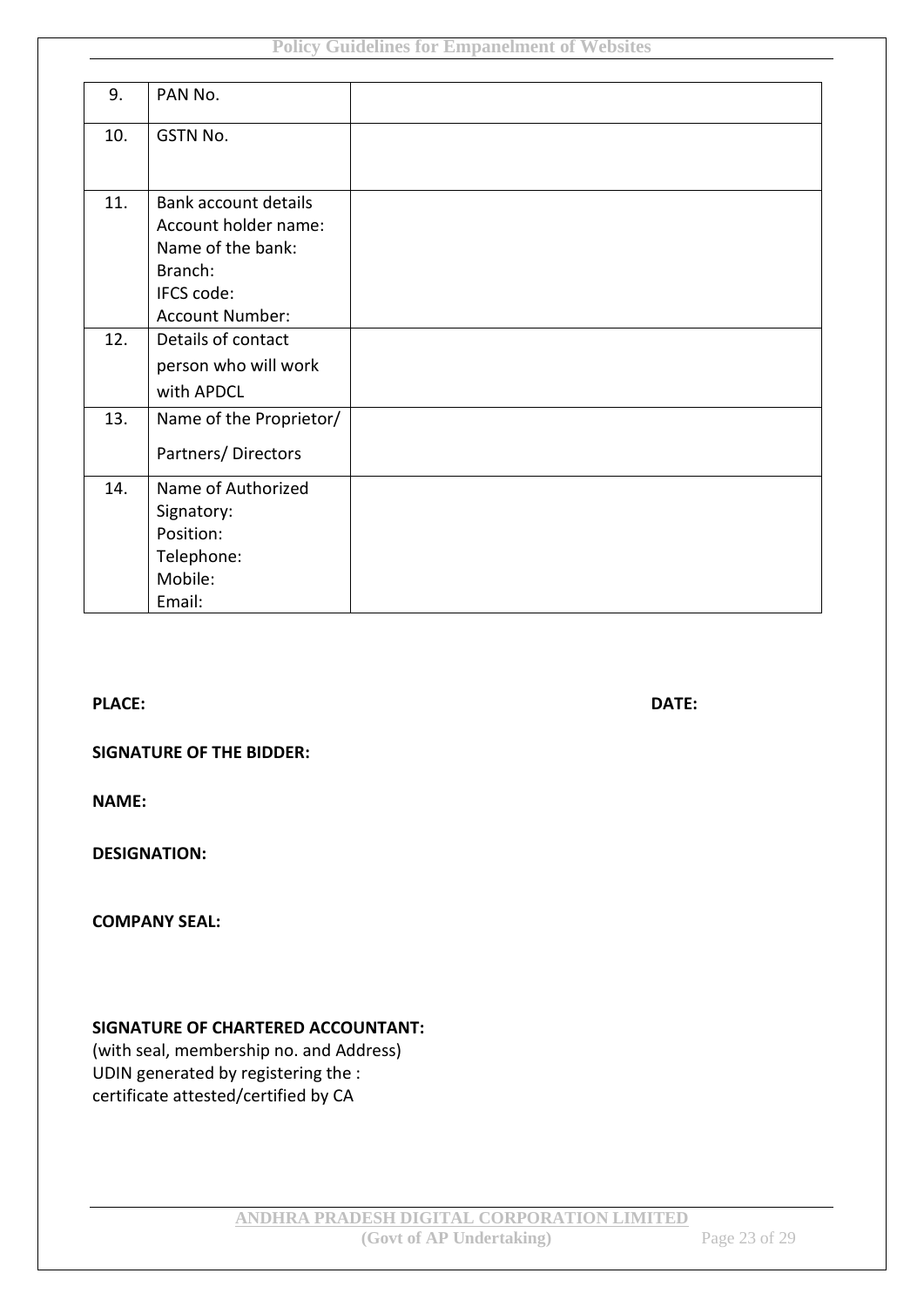| 9. | PAN No. | |
|---|---|---|
| 10. | GSTN No. | |
| 11. | Bank account details<br>Account holder name:<br>Name of the bank:<br>Branch:<br>IFCS code:<br>Account Number: | |
| 12. | Details of contact person who will work with APDCL | |
| 13. | Name of the Proprietor/ Partners/ Directors | |
| 14. | Name of Authorized Signatory:<br>Position:<br>Telephone:<br>Mobile:<br>Email: | |

**PLACE:** **DATE:**

**SIGNATURE OF THE BIDDER:**

**NAME:**

**DESIGNATION:**

**COMPANY SEAL:**

**SIGNATURE OF CHARTERED ACCOUNTANT:**
(with seal, membership no. and Address)
UDIN generated by registering the :
certificate attested/certified by CA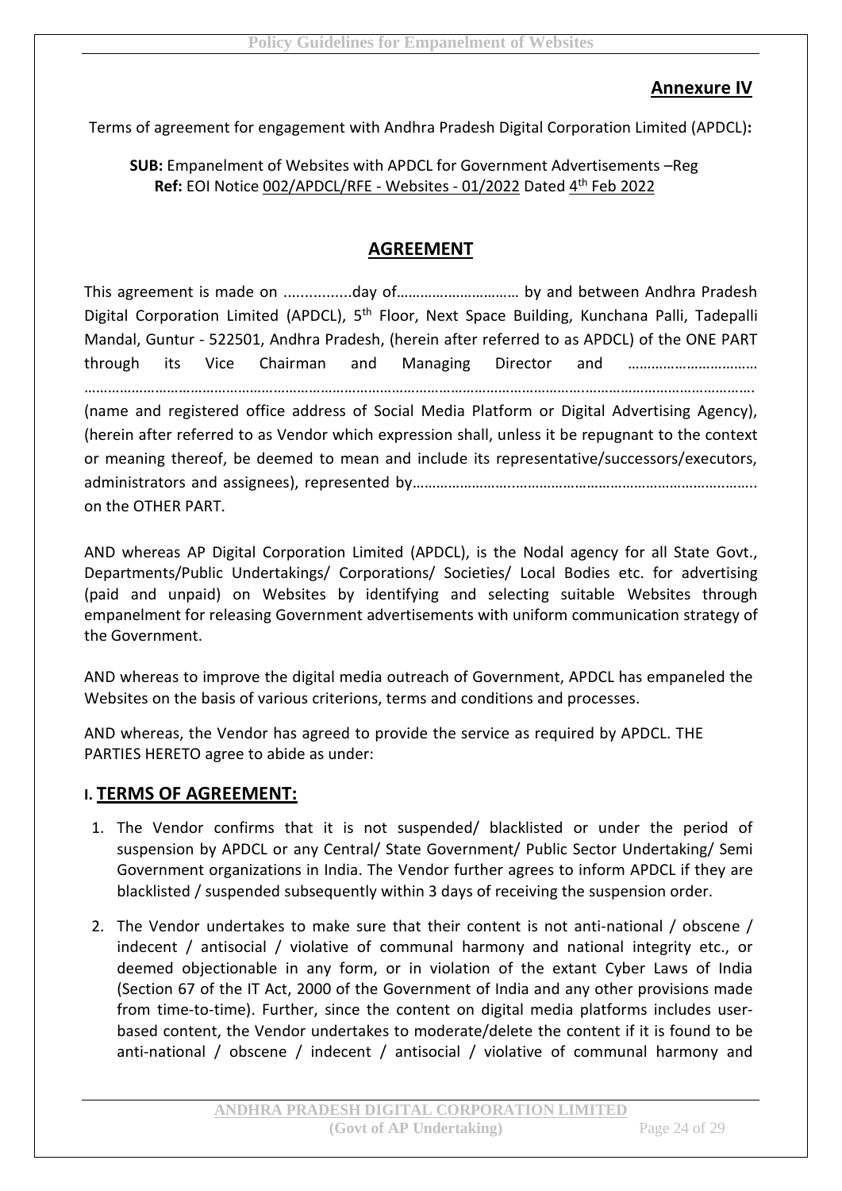## Annexure IV

Terms of agreement for engagement with Andhra Pradesh Digital Corporation Limited (APDCL)**:**

**SUB:** Empanelment of Websites with APDCL for Government Advertisements –Reg
**Ref:** EOI Notice 002/APDCL/RFE - Websites - 01/2022 Dated 4th Feb 2022

## AGREEMENT

This agreement is made on ................day of………….……………… by and between Andhra Pradesh Digital Corporation Limited (APDCL), 5th Floor, Next Space Building, Kunchana Palli, Tadepalli Mandal, Guntur - 522501, Andhra Pradesh, (herein after referred to as APDCL) of the ONE PART through its Vice Chairman and Managing Director and …………………………… ……………………………………………………………………………………………………………………………………………. (name and registered office address of Social Media Platform or Digital Advertising Agency), (herein after referred to as Vendor which expression shall, unless it be repugnant to the context or meaning thereof, be deemed to mean and include its representative/successors/executors, administrators and assignees), represented by………………………..………………………………………………….. on the OTHER PART.

AND whereas AP Digital Corporation Limited (APDCL), is the Nodal agency for all State Govt., Departments/Public Undertakings/ Corporations/ Societies/ Local Bodies etc. for advertising (paid and unpaid) on Websites by identifying and selecting suitable Websites through empanelment for releasing Government advertisements with uniform communication strategy of the Government.

AND whereas to improve the digital media outreach of Government, APDCL has empaneled the Websites on the basis of various criterions, terms and conditions and processes.

AND whereas, the Vendor has agreed to provide the service as required by APDCL. THE PARTIES HERETO agree to abide as under:

### I. TERMS OF AGREEMENT:

1. The Vendor confirms that it is not suspended/ blacklisted or under the period of suspension by APDCL or any Central/ State Government/ Public Sector Undertaking/ Semi Government organizations in India. The Vendor further agrees to inform APDCL if they are blacklisted / suspended subsequently within 3 days of receiving the suspension order.
2. The Vendor undertakes to make sure that their content is not anti-national / obscene / indecent / antisocial / violative of communal harmony and national integrity etc., or deemed objectionable in any form, or in violation of the extant Cyber Laws of India (Section 67 of the IT Act, 2000 of the Government of India and any other provisions made from time-to-time). Further, since the content on digital media platforms includes user-based content, the Vendor undertakes to moderate/delete the content if it is found to be anti-national / obscene / indecent / antisocial / violative of communal harmony and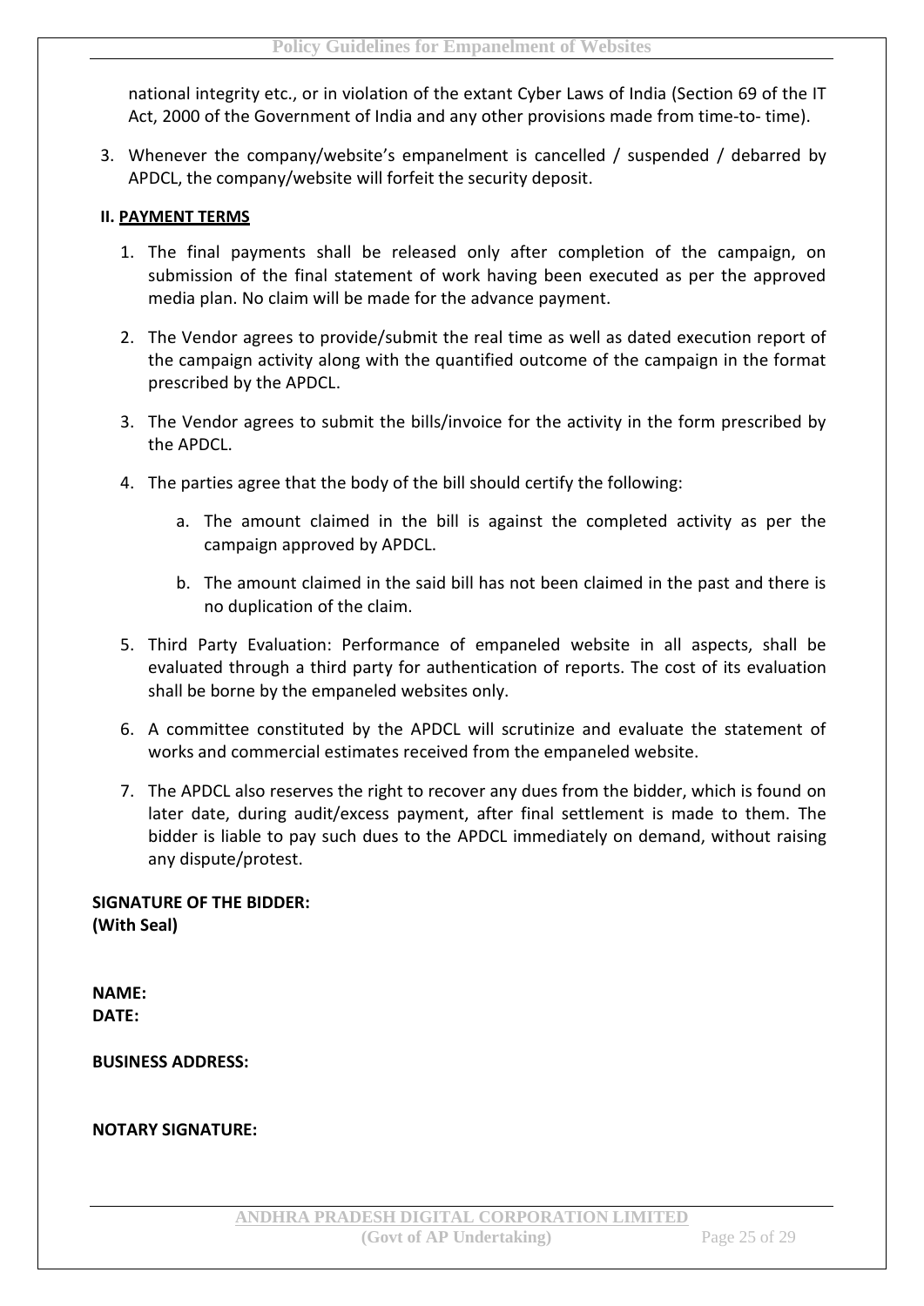national integrity etc., or in violation of the extant Cyber Laws of India (Section 69 of the IT Act, 2000 of the Government of India and any other provisions made from time-to- time).

3. Whenever the company/website's empanelment is cancelled / suspended / debarred by APDCL, the company/website will forfeit the security deposit.

**II. PAYMENT TERMS**

1. The final payments shall be released only after completion of the campaign, on submission of the final statement of work having been executed as per the approved media plan. No claim will be made for the advance payment.

2. The Vendor agrees to provide/submit the real time as well as dated execution report of the campaign activity along with the quantified outcome of the campaign in the format prescribed by the APDCL.

3. The Vendor agrees to submit the bills/invoice for the activity in the form prescribed by the APDCL.

4. The parties agree that the body of the bill should certify the following:

    a. The amount claimed in the bill is against the completed activity as per the campaign approved by APDCL.

    b. The amount claimed in the said bill has not been claimed in the past and there is no duplication of the claim.

5. Third Party Evaluation: Performance of empaneled website in all aspects, shall be evaluated through a third party for authentication of reports. The cost of its evaluation shall be borne by the empaneled websites only.

6. A committee constituted by the APDCL will scrutinize and evaluate the statement of works and commercial estimates received from the empaneled website.

7. The APDCL also reserves the right to recover any dues from the bidder, which is found on later date, during audit/excess payment, after final settlement is made to them. The bidder is liable to pay such dues to the APDCL immediately on demand, without raising any dispute/protest.

**SIGNATURE OF THE BIDDER:**
**(With Seal)**

**NAME:**
**DATE:**

**BUSINESS ADDRESS:**

**NOTARY SIGNATURE:**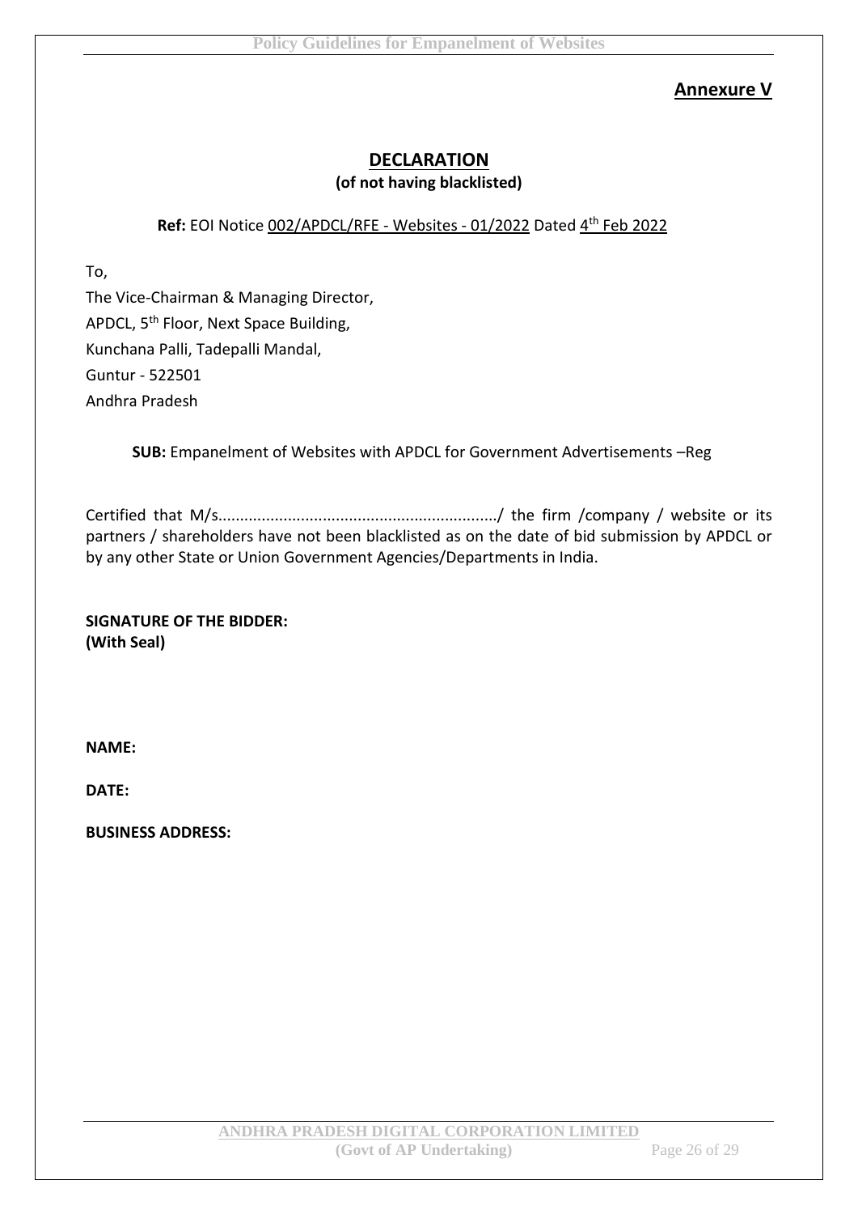**Annexure V**

## DECLARATION

**(of not having blacklisted)**

**Ref:** EOI Notice 002/APDCL/RFE - Websites - 01/2022 Dated 4th Feb 2022

To,

The Vice-Chairman & Managing Director,
APDCL, 5th Floor, Next Space Building,
Kunchana Palli, Tadepalli Mandal,
Guntur - 522501
Andhra Pradesh

**SUB:** Empanelment of Websites with APDCL for Government Advertisements –Reg

Certified that M/s................................................................/ the firm /company / website or its partners / shareholders have not been blacklisted as on the date of bid submission by APDCL or by any other State or Union Government Agencies/Departments in India.

**SIGNATURE OF THE BIDDER:**
**(With Seal)**

**NAME:**

**DATE:**

**BUSINESS ADDRESS:**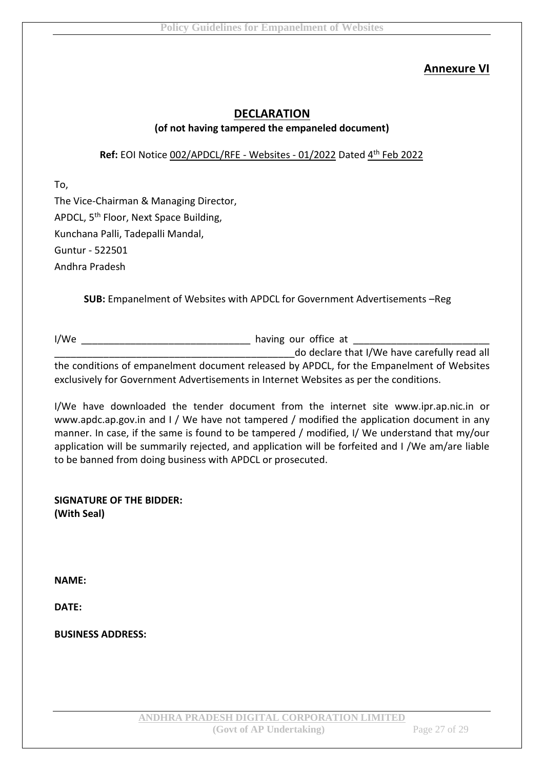**Annexure VI**

## DECLARATION

**(of not having tampered the empaneled document)**

**Ref:** EOI Notice 002/APDCL/RFE - Websites - 01/2022 Dated 4th Feb 2022

To,

The Vice-Chairman & Managing Director,
APDCL, 5th Floor, Next Space Building,
Kunchana Palli, Tadepalli Mandal,
Guntur - 522501
Andhra Pradesh

**SUB:** Empanelment of Websites with APDCL for Government Advertisements –Reg

I/We _______________________________ having our office at _________________________ _____________________________________________do declare that I/We have carefully read all the conditions of empanelment document released by APDCL, for the Empanelment of Websites exclusively for Government Advertisements in Internet Websites as per the conditions.

I/We have downloaded the tender document from the internet site www.ipr.ap.nic.in or www.apdc.ap.gov.in and I / We have not tampered / modified the application document in any manner. In case, if the same is found to be tampered / modified, I/ We understand that my/our application will be summarily rejected, and application will be forfeited and I /We am/are liable to be banned from doing business with APDCL or prosecuted.

**SIGNATURE OF THE BIDDER:**
**(With Seal)**

**NAME:**

**DATE:**

**BUSINESS ADDRESS:**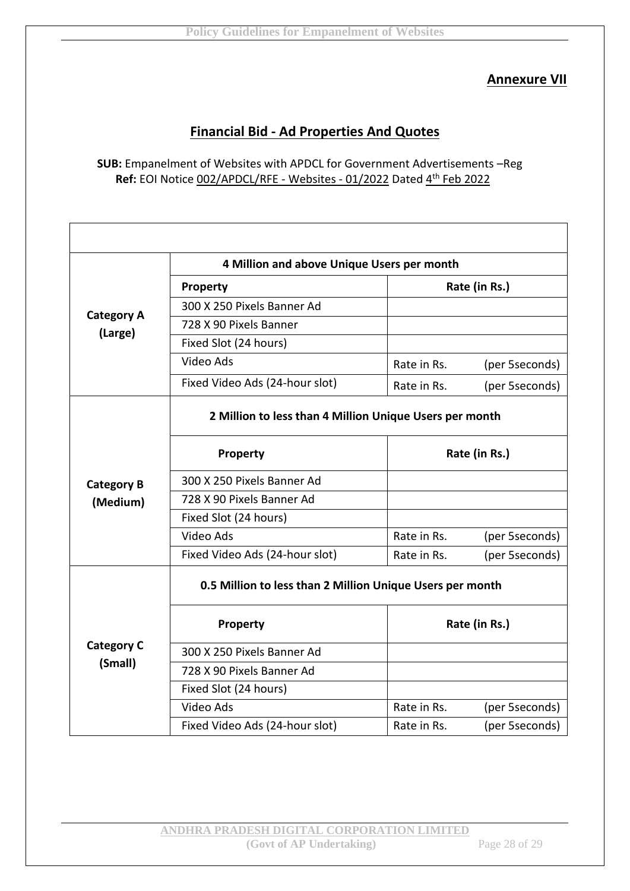**Annexure VII**

## Financial Bid - Ad Properties And Quotes

**SUB:** Empanelment of Websites with APDCL for Government Advertisements –Reg
**Ref:** EOI Notice 002/APDCL/RFE - Websites - 01/2022 Dated 4th Feb 2022

| | | | |
|---|---|---|---|
| **Category A (Large)** | **4 Million and above Unique Users per month** | | |
| | **Property** | **Rate (in Rs.)** | |
| | 300 X 250 Pixels Banner Ad | | |
| | 728 X 90 Pixels Banner | | |
| | Fixed Slot (24 hours) | | |
| | Video Ads | Rate in Rs. | (per 5seconds) |
| | Fixed Video Ads (24-hour slot) | Rate in Rs. | (per 5seconds) |
| **Category B (Medium)** | **2 Million to less than 4 Million Unique Users per month** | | |
| | **Property** | **Rate (in Rs.)** | |
| | 300 X 250 Pixels Banner Ad | | |
| | 728 X 90 Pixels Banner Ad | | |
| | Fixed Slot (24 hours) | | |
| | Video Ads | Rate in Rs. | (per 5seconds) |
| | Fixed Video Ads (24-hour slot) | Rate in Rs. | (per 5seconds) |
| **Category C (Small)** | **0.5 Million to less than 2 Million Unique Users per month** | | |
| | **Property** | **Rate (in Rs.)** | |
| | 300 X 250 Pixels Banner Ad | | |
| | 728 X 90 Pixels Banner Ad | | |
| | Fixed Slot (24 hours) | | |
| | Video Ads | Rate in Rs. | (per 5seconds) |
| | Fixed Video Ads (24-hour slot) | Rate in Rs. | (per 5seconds) |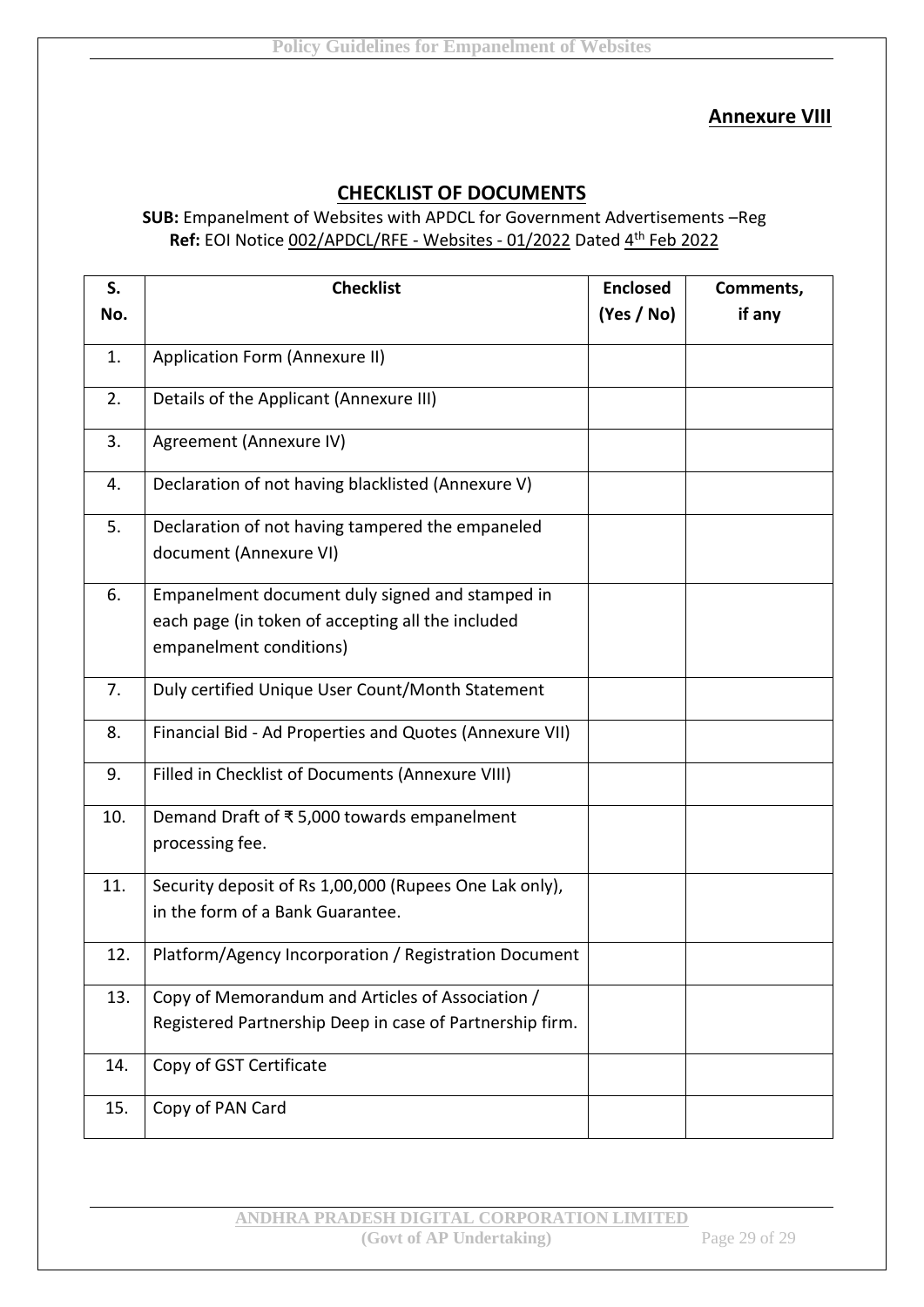## Annexure VIII

## CHECKLIST OF DOCUMENTS

**SUB:** Empanelment of Websites with APDCL for Government Advertisements –Reg
**Ref:** EOI Notice 002/APDCL/RFE - Websites - 01/2022 Dated 4th Feb 2022

| S. No. | Checklist | Enclosed (Yes / No) | Comments, if any |
|---|---|---|---|
| 1. | Application Form (Annexure II) | | |
| 2. | Details of the Applicant (Annexure III) | | |
| 3. | Agreement (Annexure IV) | | |
| 4. | Declaration of not having blacklisted (Annexure V) | | |
| 5. | Declaration of not having tampered the empaneled document (Annexure VI) | | |
| 6. | Empanelment document duly signed and stamped in each page (in token of accepting all the included empanelment conditions) | | |
| 7. | Duly certified Unique User Count/Month Statement | | |
| 8. | Financial Bid - Ad Properties and Quotes (Annexure VII) | | |
| 9. | Filled in Checklist of Documents (Annexure VIII) | | |
| 10. | Demand Draft of ₹ 5,000 towards empanelment processing fee. | | |
| 11. | Security deposit of Rs 1,00,000 (Rupees One Lak only), in the form of a Bank Guarantee. | | |
| 12. | Platform/Agency Incorporation / Registration Document | | |
| 13. | Copy of Memorandum and Articles of Association / Registered Partnership Deep in case of Partnership firm. | | |
| 14. | Copy of GST Certificate | | |
| 15. | Copy of PAN Card | | |